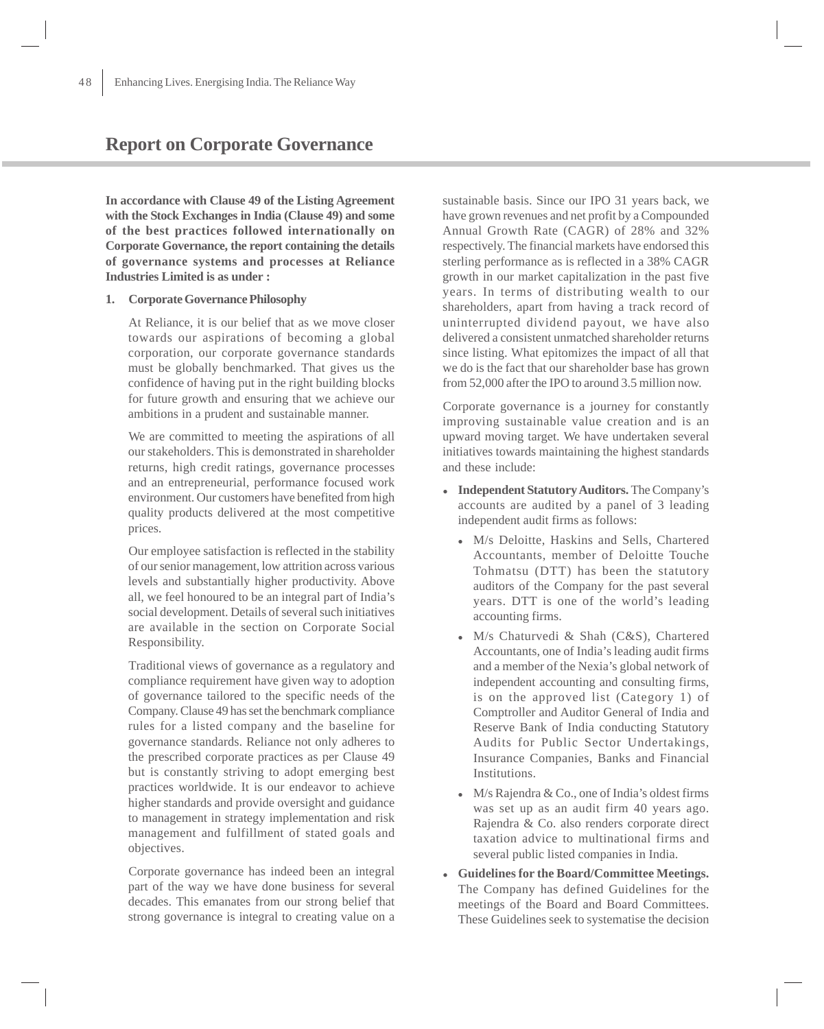# Report on Corporate Governance

**In accordance with Clause 49 of the Listing Agreement with the Stock Exchanges in India (Clause 49) and some of the best practices followed internationally on Corporate Governance, the report containing the details of governance systems and processes at Reliance Industries Limited is as under :**

## 1. Corporate Governance Philosophy

At Reliance, it is our belief that as we move closer towards our aspirations of becoming a global corporation, our corporate governance standards must be globally benchmarked. That gives us the confidence of having put in the right building blocks for future growth and ensuring that we achieve our ambitions in a prudent and sustainable manner.

We are committed to meeting the aspirations of all our stakeholders. This is demonstrated in shareholder returns, high credit ratings, governance processes and an entrepreneurial, performance focused work environment. Our customers have benefited from high quality products delivered at the most competitive prices.

Our employee satisfaction is reflected in the stability of our senior management, low attrition across various levels and substantially higher productivity. Above all, we feel honoured to be an integral part of India's social development. Details of several such initiatives are available in the section on Corporate Social Responsibility.

Traditional views of governance as a regulatory and compliance requirement have given way to adoption of governance tailored to the specific needs of the Company. Clause 49 has set the benchmark compliance rules for a listed company and the baseline for governance standards. Reliance not only adheres to the prescribed corporate practices as per Clause 49 but is constantly striving to adopt emerging best practices worldwide. It is our endeavor to achieve higher standards and provide oversight and guidance to management in strategy implementation and risk management and fulfillment of stated goals and objectives.

Corporate governance has indeed been an integral part of the way we have done business for several decades. This emanates from our strong belief that strong governance is integral to creating value on a sustainable basis. Since our IPO 31 years back, we have grown revenues and net profit by a Compounded Annual Growth Rate (CAGR) of 28% and 32% respectively. The financial markets have endorsed this sterling performance as is reflected in a 38% CAGR growth in our market capitalization in the past five years. In terms of distributing wealth to our shareholders, apart from having a track record of uninterrupted dividend payout, we have also delivered a consistent unmatched shareholder returns since listing. What epitomizes the impact of all that we do is the fact that our shareholder base has grown from 52,000 after the IPO to around 3.5 million now.

Corporate governance is a journey for constantly improving sustainable value creation and is an upward moving target. We have undertaken several initiatives towards maintaining the highest standards and these include:

- **Independent Statutory Auditors.** The Company's accounts are audited by a panel of 3 leading independent audit firms as follows:
  - M/s Deloitte, Haskins and Sells, Chartered Accountants, member of Deloitte Touche Tohmatsu (DTT) has been the statutory auditors of the Company for the past several years. DTT is one of the world's leading accounting firms.
  - M/s Chaturvedi & Shah (C&S), Chartered Accountants, one of India's leading audit firms and a member of the Nexia's global network of independent accounting and consulting firms, is on the approved list (Category 1) of Comptroller and Auditor General of India and Reserve Bank of India conducting Statutory Audits for Public Sector Undertakings, Insurance Companies, Banks and Financial Institutions.
  - M/s Rajendra & Co., one of India's oldest firms was set up as an audit firm 40 years ago. Rajendra & Co. also renders corporate direct taxation advice to multinational firms and several public listed companies in India.
- **Guidelines for the Board/Committee Meetings.** The Company has defined Guidelines for the meetings of the Board and Board Committees. These Guidelines seek to systematise the decision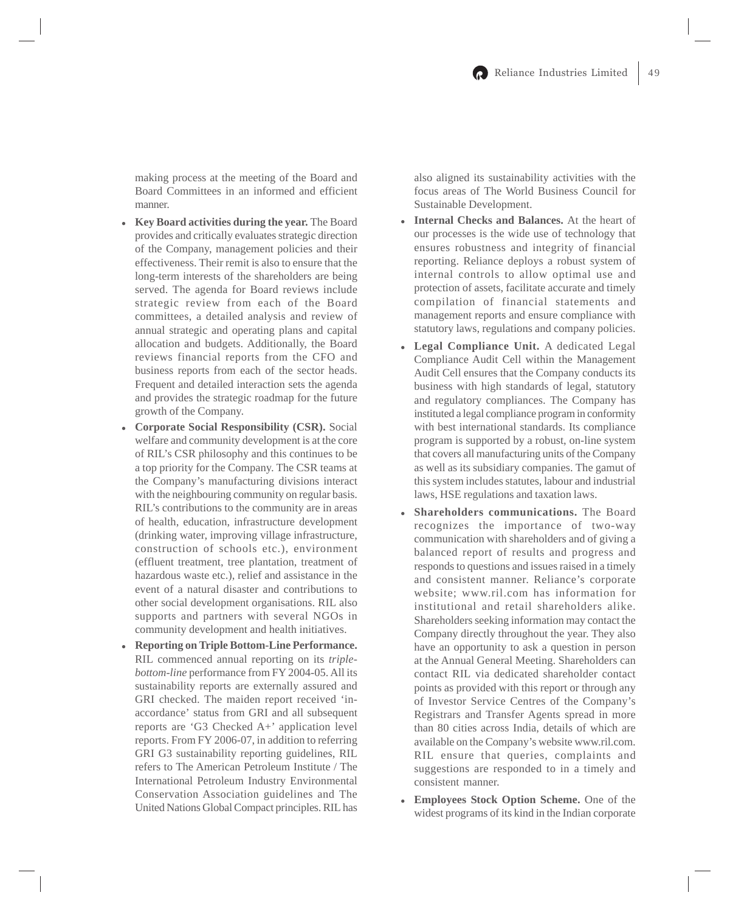making process at the meeting of the Board and Board Committees in an informed and efficient manner.

- **Key Board activities during the year.** The Board provides and critically evaluates strategic direction of the Company, management policies and their effectiveness. Their remit is also to ensure that the long-term interests of the shareholders are being served. The agenda for Board reviews include strategic review from each of the Board committees, a detailed analysis and review of annual strategic and operating plans and capital allocation and budgets. Additionally, the Board reviews financial reports from the CFO and business reports from each of the sector heads. Frequent and detailed interaction sets the agenda and provides the strategic roadmap for the future growth of the Company.
- **Corporate Social Responsibility (CSR).** Social welfare and community development is at the core of RIL's CSR philosophy and this continues to be a top priority for the Company. The CSR teams at the Company's manufacturing divisions interact with the neighbouring community on regular basis. RIL's contributions to the community are in areas of health, education, infrastructure development (drinking water, improving village infrastructure, construction of schools etc.), environment (effluent treatment, tree plantation, treatment of hazardous waste etc.), relief and assistance in the event of a natural disaster and contributions to other social development organisations. RIL also supports and partners with several NGOs in community development and health initiatives.
- **Reporting on Triple Bottom-Line Performance.** RIL commenced annual reporting on its *triple-bottom-line* performance from FY 2004-05. All its sustainability reports are externally assured and GRI checked. The maiden report received 'in-accordance' status from GRI and all subsequent reports are 'G3 Checked A+' application level reports. From FY 2006-07, in addition to referring GRI G3 sustainability reporting guidelines, RIL refers to The American Petroleum Institute / The International Petroleum Industry Environmental Conservation Association guidelines and The United Nations Global Compact principles. RIL has also aligned its sustainability activities with the focus areas of The World Business Council for Sustainable Development.
- **Internal Checks and Balances.** At the heart of our processes is the wide use of technology that ensures robustness and integrity of financial reporting. Reliance deploys a robust system of internal controls to allow optimal use and protection of assets, facilitate accurate and timely compilation of financial statements and management reports and ensure compliance with statutory laws, regulations and company policies.
- **Legal Compliance Unit.** A dedicated Legal Compliance Audit Cell within the Management Audit Cell ensures that the Company conducts its business with high standards of legal, statutory and regulatory compliances. The Company has instituted a legal compliance program in conformity with best international standards. Its compliance program is supported by a robust, on-line system that covers all manufacturing units of the Company as well as its subsidiary companies. The gamut of this system includes statutes, labour and industrial laws, HSE regulations and taxation laws.
- **Shareholders communications.** The Board recognizes the importance of two-way communication with shareholders and of giving a balanced report of results and progress and responds to questions and issues raised in a timely and consistent manner. Reliance's corporate website; www.ril.com has information for institutional and retail shareholders alike. Shareholders seeking information may contact the Company directly throughout the year. They also have an opportunity to ask a question in person at the Annual General Meeting. Shareholders can contact RIL via dedicated shareholder contact points as provided with this report or through any of Investor Service Centres of the Company's Registrars and Transfer Agents spread in more than 80 cities across India, details of which are available on the Company's website www.ril.com. RIL ensure that queries, complaints and suggestions are responded to in a timely and consistent manner.
- **Employees Stock Option Scheme.** One of the widest programs of its kind in the Indian corporate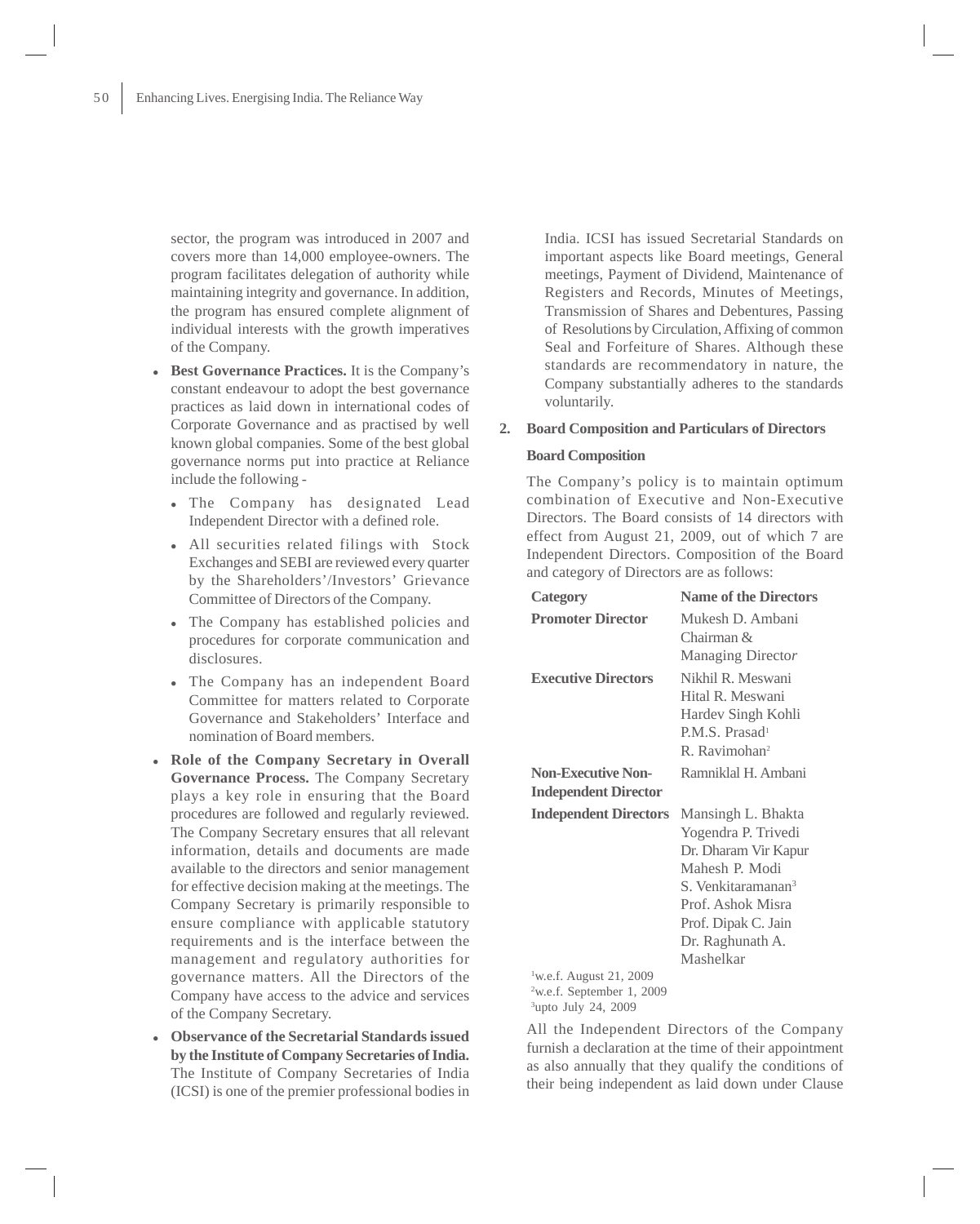sector, the program was introduced in 2007 and covers more than 14,000 employee-owners. The program facilitates delegation of authority while maintaining integrity and governance. In addition, the program has ensured complete alignment of individual interests with the growth imperatives of the Company.

- **Best Governance Practices.** It is the Company's constant endeavour to adopt the best governance practices as laid down in international codes of Corporate Governance and as practised by well known global companies. Some of the best global governance norms put into practice at Reliance include the following -
  - The Company has designated Lead Independent Director with a defined role.
  - All securities related filings with Stock Exchanges and SEBI are reviewed every quarter by the Shareholders'/Investors' Grievance Committee of Directors of the Company.
  - The Company has established policies and procedures for corporate communication and disclosures.
  - The Company has an independent Board Committee for matters related to Corporate Governance and Stakeholders' Interface and nomination of Board members.
- **Role of the Company Secretary in Overall Governance Process.** The Company Secretary plays a key role in ensuring that the Board procedures are followed and regularly reviewed. The Company Secretary ensures that all relevant information, details and documents are made available to the directors and senior management for effective decision making at the meetings. The Company Secretary is primarily responsible to ensure compliance with applicable statutory requirements and is the interface between the management and regulatory authorities for governance matters. All the Directors of the Company have access to the advice and services of the Company Secretary.
- **Observance of the Secretarial Standards issued by the Institute of Company Secretaries of India.** The Institute of Company Secretaries of India (ICSI) is one of the premier professional bodies in India. ICSI has issued Secretarial Standards on important aspects like Board meetings, General meetings, Payment of Dividend, Maintenance of Registers and Records, Minutes of Meetings, Transmission of Shares and Debentures, Passing of Resolutions by Circulation, Affixing of common Seal and Forfeiture of Shares. Although these standards are recommendatory in nature, the Company substantially adheres to the standards voluntarily.

## 2. Board Composition and Particulars of Directors

### Board Composition

The Company's policy is to maintain optimum combination of Executive and Non-Executive Directors. The Board consists of 14 directors with effect from August 21, 2009, out of which 7 are Independent Directors. Composition of the Board and category of Directors are as follows:

| Category | Name of the Directors |
|---|---|
| **Promoter Director** | Mukesh D. Ambani Chairman & Managing Director |
| **Executive Directors** | Nikhil R. Meswani<br>Hital R. Meswani<br>Hardev Singh Kohli<br>P.M.S. Prasad[1]<br>R. Ravimohan[2] |
| **Non-Executive Non-Independent Director** | Ramniklal H. Ambani |
| **Independent Directors** | Mansingh L. Bhakta<br>Yogendra P. Trivedi<br>Dr. Dharam Vir Kapur<br>Mahesh P. Modi<br>S. Venkitaramanan[3]<br>Prof. Ashok Misra<br>Prof. Dipak C. Jain<br>Dr. Raghunath A. Mashelkar |

[1]w.e.f. August 21, 2009
[2]w.e.f. September 1, 2009
[3]upto July 24, 2009

All the Independent Directors of the Company furnish a declaration at the time of their appointment as also annually that they qualify the conditions of their being independent as laid down under Clause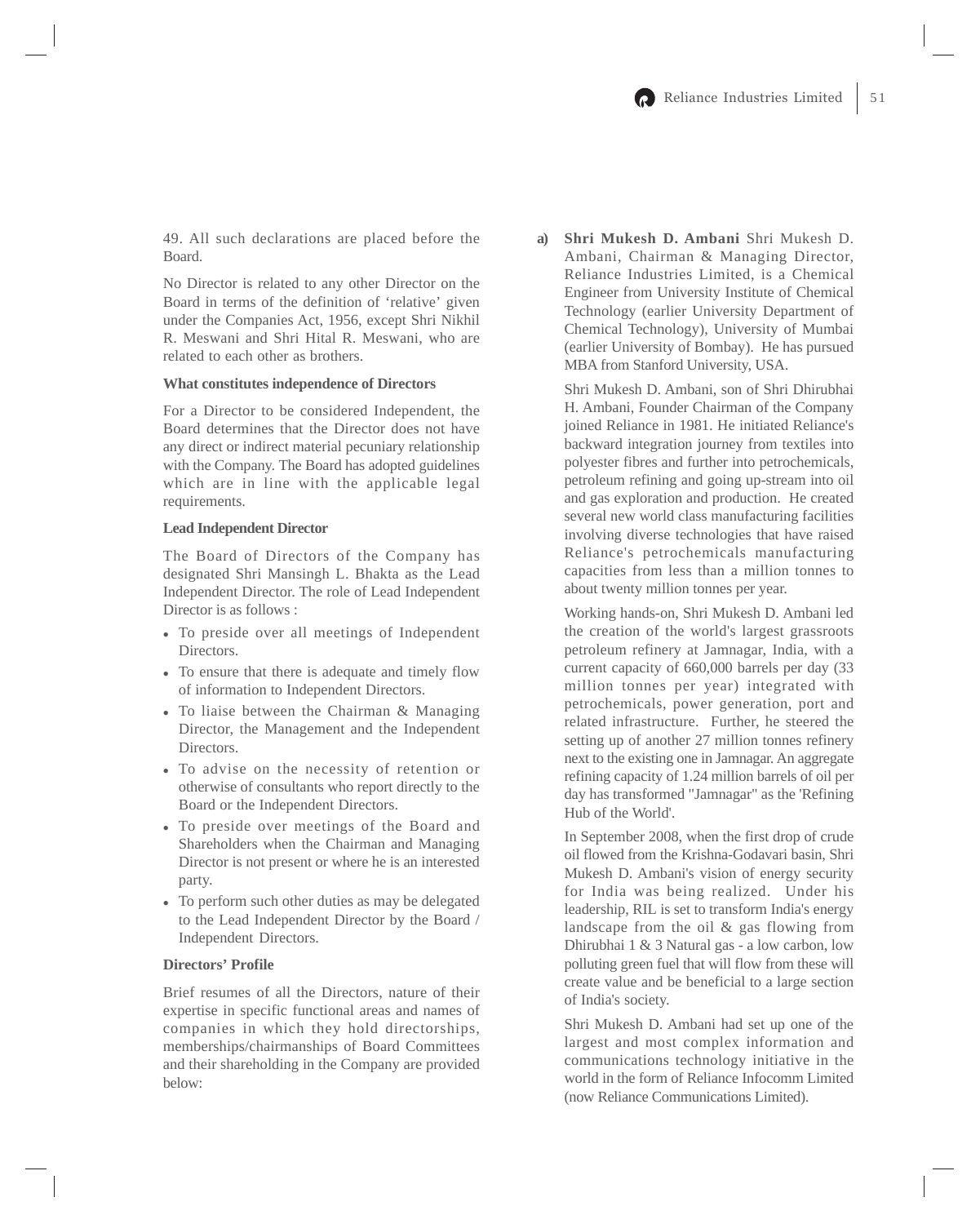49. All such declarations are placed before the Board.

No Director is related to any other Director on the Board in terms of the definition of 'relative' given under the Companies Act, 1956, except Shri Nikhil R. Meswani and Shri Hital R. Meswani, who are related to each other as brothers.

**What constitutes independence of Directors**

For a Director to be considered Independent, the Board determines that the Director does not have any direct or indirect material pecuniary relationship with the Company. The Board has adopted guidelines which are in line with the applicable legal requirements.

**Lead Independent Director**

The Board of Directors of the Company has designated Shri Mansingh L. Bhakta as the Lead Independent Director. The role of Lead Independent Director is as follows :

- To preside over all meetings of Independent Directors.
- To ensure that there is adequate and timely flow of information to Independent Directors.
- To liaise between the Chairman & Managing Director, the Management and the Independent Directors.
- To advise on the necessity of retention or otherwise of consultants who report directly to the Board or the Independent Directors.
- To preside over meetings of the Board and Shareholders when the Chairman and Managing Director is not present or where he is an interested party.
- To perform such other duties as may be delegated to the Lead Independent Director by the Board / Independent Directors.

**Directors' Profile**

Brief resumes of all the Directors, nature of their expertise in specific functional areas and names of companies in which they hold directorships, memberships/chairmanships of Board Committees and their shareholding in the Company are provided below:

a) **Shri Mukesh D. Ambani** Shri Mukesh D. Ambani, Chairman & Managing Director, Reliance Industries Limited, is a Chemical Engineer from University Institute of Chemical Technology (earlier University Department of Chemical Technology), University of Mumbai (earlier University of Bombay). He has pursued MBA from Stanford University, USA.

Shri Mukesh D. Ambani, son of Shri Dhirubhai H. Ambani, Founder Chairman of the Company joined Reliance in 1981. He initiated Reliance's backward integration journey from textiles into polyester fibres and further into petrochemicals, petroleum refining and going up-stream into oil and gas exploration and production. He created several new world class manufacturing facilities involving diverse technologies that have raised Reliance's petrochemicals manufacturing capacities from less than a million tonnes to about twenty million tonnes per year.

Working hands-on, Shri Mukesh D. Ambani led the creation of the world's largest grassroots petroleum refinery at Jamnagar, India, with a current capacity of 660,000 barrels per day (33 million tonnes per year) integrated with petrochemicals, power generation, port and related infrastructure. Further, he steered the setting up of another 27 million tonnes refinery next to the existing one in Jamnagar. An aggregate refining capacity of 1.24 million barrels of oil per day has transformed "Jamnagar" as the 'Refining Hub of the World'.

In September 2008, when the first drop of crude oil flowed from the Krishna-Godavari basin, Shri Mukesh D. Ambani's vision of energy security for India was being realized. Under his leadership, RIL is set to transform India's energy landscape from the oil & gas flowing from Dhirubhai 1 & 3 Natural gas - a low carbon, low polluting green fuel that will flow from these will create value and be beneficial to a large section of India's society.

Shri Mukesh D. Ambani had set up one of the largest and most complex information and communications technology initiative in the world in the form of Reliance Infocomm Limited (now Reliance Communications Limited).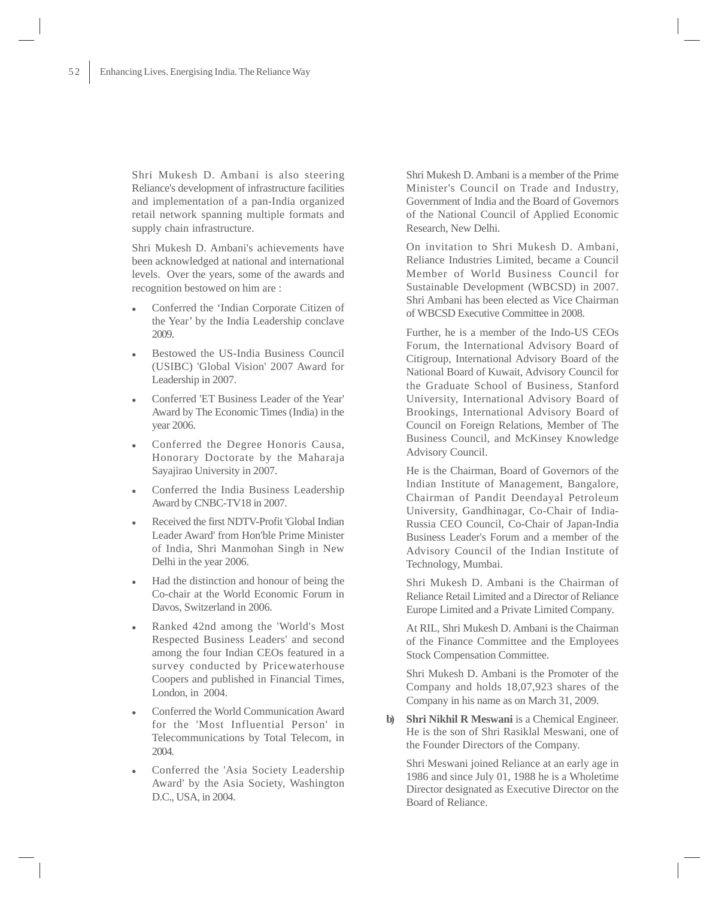Shri Mukesh D. Ambani is also steering Reliance's development of infrastructure facilities and implementation of a pan-India organized retail network spanning multiple formats and supply chain infrastructure.

Shri Mukesh D. Ambani's achievements have been acknowledged at national and international levels. Over the years, some of the awards and recognition bestowed on him are :

- Conferred the 'Indian Corporate Citizen of the Year' by the India Leadership conclave 2009.
- Bestowed the US-India Business Council (USIBC) 'Global Vision' 2007 Award for Leadership in 2007.
- Conferred 'ET Business Leader of the Year' Award by The Economic Times (India) in the year 2006.
- Conferred the Degree Honoris Causa, Honorary Doctorate by the Maharaja Sayajirao University in 2007.
- Conferred the India Business Leadership Award by CNBC-TV18 in 2007.
- Received the first NDTV-Profit 'Global Indian Leader Award' from Hon'ble Prime Minister of India, Shri Manmohan Singh in New Delhi in the year 2006.
- Had the distinction and honour of being the Co-chair at the World Economic Forum in Davos, Switzerland in 2006.
- Ranked 42nd among the 'World's Most Respected Business Leaders' and second among the four Indian CEOs featured in a survey conducted by Pricewaterhouse Coopers and published in Financial Times, London, in 2004.
- Conferred the World Communication Award for the 'Most Influential Person' in Telecommunications by Total Telecom, in 2004.
- Conferred the 'Asia Society Leadership Award' by the Asia Society, Washington D.C., USA, in 2004.

Shri Mukesh D. Ambani is a member of the Prime Minister's Council on Trade and Industry, Government of India and the Board of Governors of the National Council of Applied Economic Research, New Delhi.

On invitation to Shri Mukesh D. Ambani, Reliance Industries Limited, became a Council Member of World Business Council for Sustainable Development (WBCSD) in 2007. Shri Ambani has been elected as Vice Chairman of WBCSD Executive Committee in 2008.

Further, he is a member of the Indo-US CEOs Forum, the International Advisory Board of Citigroup, International Advisory Board of the National Board of Kuwait, Advisory Council for the Graduate School of Business, Stanford University, International Advisory Board of Brookings, International Advisory Board of Council on Foreign Relations, Member of The Business Council, and McKinsey Knowledge Advisory Council.

He is the Chairman, Board of Governors of the Indian Institute of Management, Bangalore, Chairman of Pandit Deendayal Petroleum University, Gandhinagar, Co-Chair of India-Russia CEO Council, Co-Chair of Japan-India Business Leader's Forum and a member of the Advisory Council of the Indian Institute of Technology, Mumbai.

Shri Mukesh D. Ambani is the Chairman of Reliance Retail Limited and a Director of Reliance Europe Limited and a Private Limited Company.

At RIL, Shri Mukesh D. Ambani is the Chairman of the Finance Committee and the Employees Stock Compensation Committee.

Shri Mukesh D. Ambani is the Promoter of the Company and holds 18,07,923 shares of the Company in his name as on March 31, 2009.

b) **Shri Nikhil R Meswani** is a Chemical Engineer. He is the son of Shri Rasiklal Meswani, one of the Founder Directors of the Company.

Shri Meswani joined Reliance at an early age in 1986 and since July 01, 1988 he is a Wholetime Director designated as Executive Director on the Board of Reliance.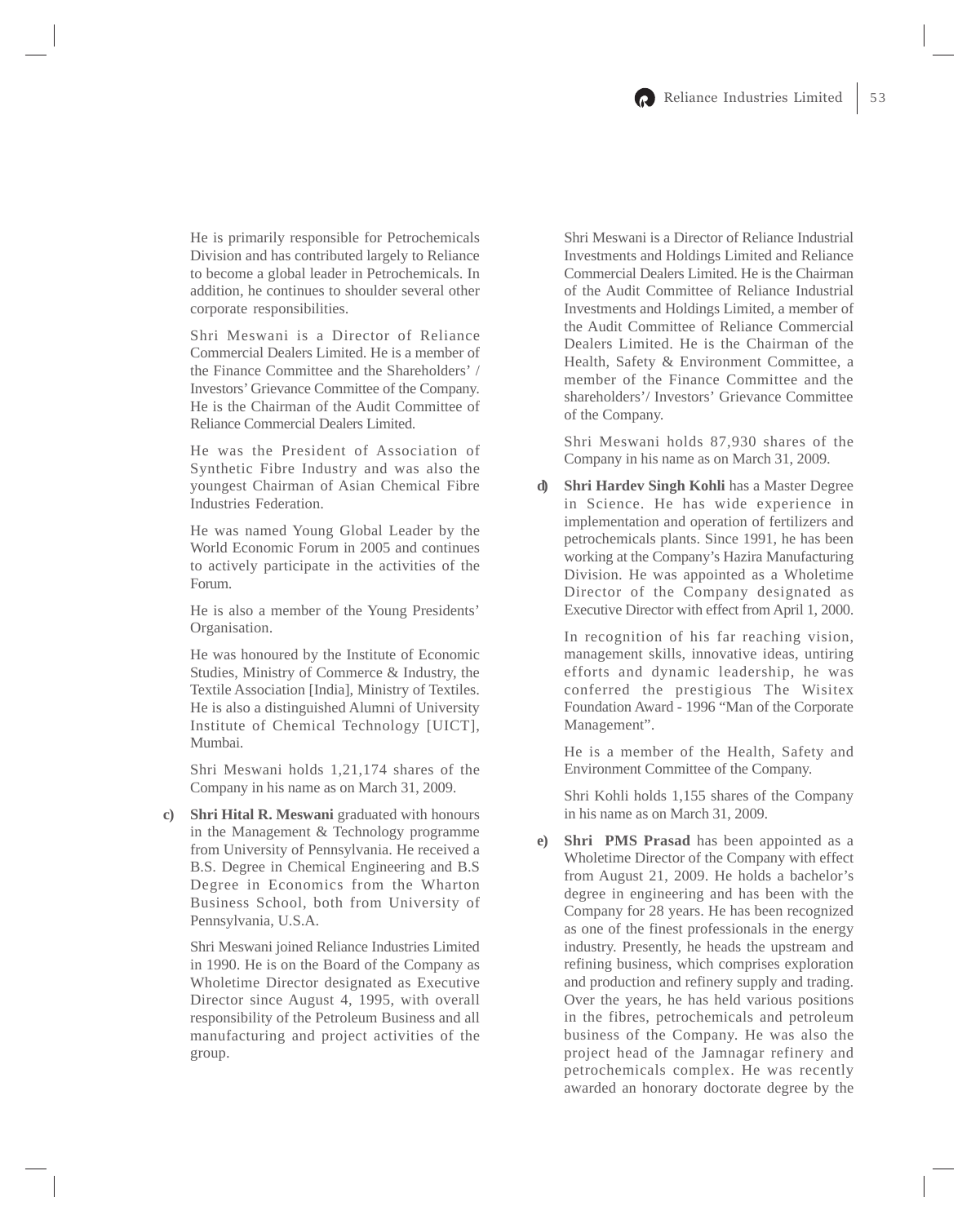He is primarily responsible for Petrochemicals Division and has contributed largely to Reliance to become a global leader in Petrochemicals. In addition, he continues to shoulder several other corporate responsibilities.

Shri Meswani is a Director of Reliance Commercial Dealers Limited. He is a member of the Finance Committee and the Shareholders' / Investors' Grievance Committee of the Company. He is the Chairman of the Audit Committee of Reliance Commercial Dealers Limited.

He was the President of Association of Synthetic Fibre Industry and was also the youngest Chairman of Asian Chemical Fibre Industries Federation.

He was named Young Global Leader by the World Economic Forum in 2005 and continues to actively participate in the activities of the Forum.

He is also a member of the Young Presidents' Organisation.

He was honoured by the Institute of Economic Studies, Ministry of Commerce & Industry, the Textile Association [India], Ministry of Textiles. He is also a distinguished Alumni of University Institute of Chemical Technology [UICT], Mumbai.

Shri Meswani holds 1,21,174 shares of the Company in his name as on March 31, 2009.

c) **Shri Hital R. Meswani** graduated with honours in the Management & Technology programme from University of Pennsylvania. He received a B.S. Degree in Chemical Engineering and B.S Degree in Economics from the Wharton Business School, both from University of Pennsylvania, U.S.A.

Shri Meswani joined Reliance Industries Limited in 1990. He is on the Board of the Company as Wholetime Director designated as Executive Director since August 4, 1995, with overall responsibility of the Petroleum Business and all manufacturing and project activities of the group.

Shri Meswani is a Director of Reliance Industrial Investments and Holdings Limited and Reliance Commercial Dealers Limited. He is the Chairman of the Audit Committee of Reliance Industrial Investments and Holdings Limited, a member of the Audit Committee of Reliance Commercial Dealers Limited. He is the Chairman of the Health, Safety & Environment Committee, a member of the Finance Committee and the shareholders'/ Investors' Grievance Committee of the Company.

Shri Meswani holds 87,930 shares of the Company in his name as on March 31, 2009.

d) **Shri Hardev Singh Kohli** has a Master Degree in Science. He has wide experience in implementation and operation of fertilizers and petrochemicals plants. Since 1991, he has been working at the Company's Hazira Manufacturing Division. He was appointed as a Wholetime Director of the Company designated as Executive Director with effect from April 1, 2000.

In recognition of his far reaching vision, management skills, innovative ideas, untiring efforts and dynamic leadership, he was conferred the prestigious The Wisitex Foundation Award - 1996 "Man of the Corporate Management".

He is a member of the Health, Safety and Environment Committee of the Company.

Shri Kohli holds 1,155 shares of the Company in his name as on March 31, 2009.

e) **Shri PMS Prasad** has been appointed as a Wholetime Director of the Company with effect from August 21, 2009. He holds a bachelor's degree in engineering and has been with the Company for 28 years. He has been recognized as one of the finest professionals in the energy industry. Presently, he heads the upstream and refining business, which comprises exploration and production and refinery supply and trading. Over the years, he has held various positions in the fibres, petrochemicals and petroleum business of the Company. He was also the project head of the Jamnagar refinery and petrochemicals complex. He was recently awarded an honorary doctorate degree by the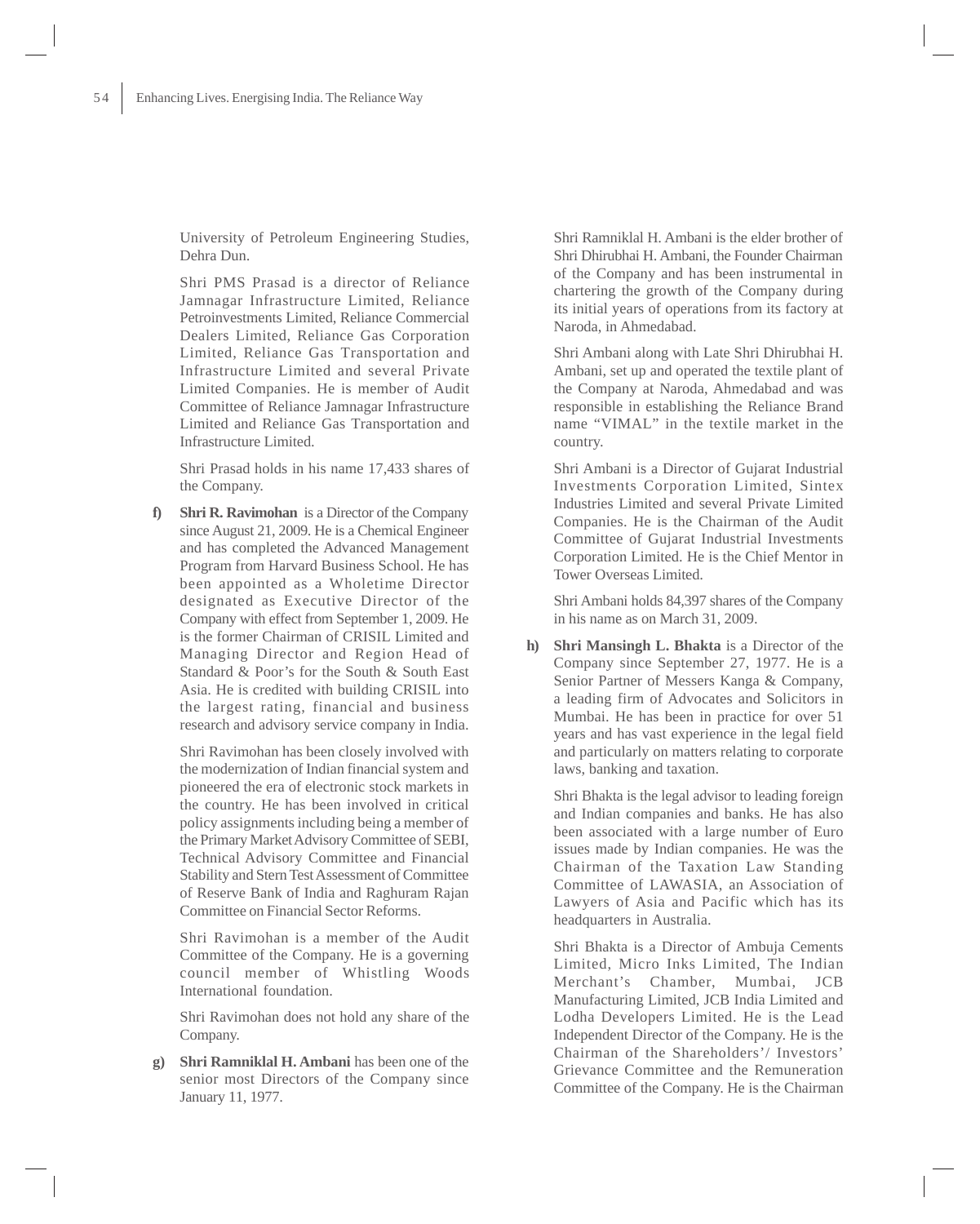University of Petroleum Engineering Studies, Dehra Dun.

Shri PMS Prasad is a director of Reliance Jamnagar Infrastructure Limited, Reliance Petroinvestments Limited, Reliance Commercial Dealers Limited, Reliance Gas Corporation Limited, Reliance Gas Transportation and Infrastructure Limited and several Private Limited Companies. He is member of Audit Committee of Reliance Jamnagar Infrastructure Limited and Reliance Gas Transportation and Infrastructure Limited.

Shri Prasad holds in his name 17,433 shares of the Company.

f) **Shri R. Ravimohan** is a Director of the Company since August 21, 2009. He is a Chemical Engineer and has completed the Advanced Management Program from Harvard Business School. He has been appointed as a Wholetime Director designated as Executive Director of the Company with effect from September 1, 2009. He is the former Chairman of CRISIL Limited and Managing Director and Region Head of Standard & Poor's for the South & South East Asia. He is credited with building CRISIL into the largest rating, financial and business research and advisory service company in India.

Shri Ravimohan has been closely involved with the modernization of Indian financial system and pioneered the era of electronic stock markets in the country. He has been involved in critical policy assignments including being a member of the Primary Market Advisory Committee of SEBI, Technical Advisory Committee and Financial Stability and Stern Test Assessment of Committee of Reserve Bank of India and Raghuram Rajan Committee on Financial Sector Reforms.

Shri Ravimohan is a member of the Audit Committee of the Company. He is a governing council member of Whistling Woods International foundation.

Shri Ravimohan does not hold any share of the Company.

g) **Shri Ramniklal H. Ambani** has been one of the senior most Directors of the Company since January 11, 1977.

Shri Ramniklal H. Ambani is the elder brother of Shri Dhirubhai H. Ambani, the Founder Chairman of the Company and has been instrumental in chartering the growth of the Company during its initial years of operations from its factory at Naroda, in Ahmedabad.

Shri Ambani along with Late Shri Dhirubhai H. Ambani, set up and operated the textile plant of the Company at Naroda, Ahmedabad and was responsible in establishing the Reliance Brand name "VIMAL" in the textile market in the country.

Shri Ambani is a Director of Gujarat Industrial Investments Corporation Limited, Sintex Industries Limited and several Private Limited Companies. He is the Chairman of the Audit Committee of Gujarat Industrial Investments Corporation Limited. He is the Chief Mentor in Tower Overseas Limited.

Shri Ambani holds 84,397 shares of the Company in his name as on March 31, 2009.

h) **Shri Mansingh L. Bhakta** is a Director of the Company since September 27, 1977. He is a Senior Partner of Messers Kanga & Company, a leading firm of Advocates and Solicitors in Mumbai. He has been in practice for over 51 years and has vast experience in the legal field and particularly on matters relating to corporate laws, banking and taxation.

Shri Bhakta is the legal advisor to leading foreign and Indian companies and banks. He has also been associated with a large number of Euro issues made by Indian companies. He was the Chairman of the Taxation Law Standing Committee of LAWASIA, an Association of Lawyers of Asia and Pacific which has its headquarters in Australia.

Shri Bhakta is a Director of Ambuja Cements Limited, Micro Inks Limited, The Indian Merchant's Chamber, Mumbai, JCB Manufacturing Limited, JCB India Limited and Lodha Developers Limited. He is the Lead Independent Director of the Company. He is the Chairman of the Shareholders'/ Investors' Grievance Committee and the Remuneration Committee of the Company. He is the Chairman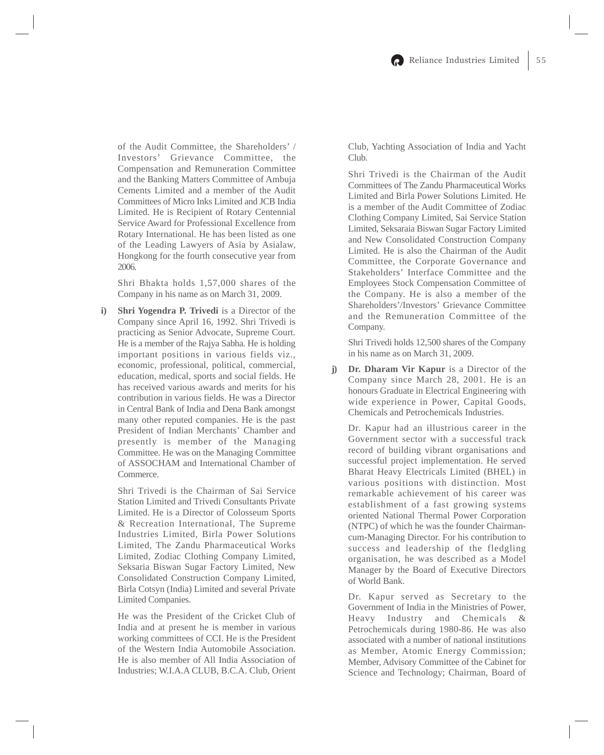of the Audit Committee, the Shareholders' / Investors' Grievance Committee, the Compensation and Remuneration Committee and the Banking Matters Committee of Ambuja Cements Limited and a member of the Audit Committees of Micro Inks Limited and JCB India Limited. He is Recipient of Rotary Centennial Service Award for Professional Excellence from Rotary International. He has been listed as one of the Leading Lawyers of Asia by Asialaw, Hongkong for the fourth consecutive year from 2006.

Shri Bhakta holds 1,57,000 shares of the Company in his name as on March 31, 2009.

**i) Shri Yogendra P. Trivedi** is a Director of the Company since April 16, 1992. Shri Trivedi is practicing as Senior Advocate, Supreme Court. He is a member of the Rajya Sabha. He is holding important positions in various fields viz., economic, professional, political, commercial, education, medical, sports and social fields. He has received various awards and merits for his contribution in various fields. He was a Director in Central Bank of India and Dena Bank amongst many other reputed companies. He is the past President of Indian Merchants' Chamber and presently is member of the Managing Committee. He was on the Managing Committee of ASSOCHAM and International Chamber of Commerce.

Shri Trivedi is the Chairman of Sai Service Station Limited and Trivedi Consultants Private Limited. He is a Director of Colosseum Sports & Recreation International, The Supreme Industries Limited, Birla Power Solutions Limited, The Zandu Pharmaceutical Works Limited, Zodiac Clothing Company Limited, Seksaria Biswan Sugar Factory Limited, New Consolidated Construction Company Limited, Birla Cotsyn (India) Limited and several Private Limited Companies.

He was the President of the Cricket Club of India and at present he is member in various working committees of CCI. He is the President of the Western India Automobile Association. He is also member of All India Association of Industries; W.I.A.A CLUB, B.C.A. Club, Orient Club, Yachting Association of India and Yacht Club.

Shri Trivedi is the Chairman of the Audit Committees of The Zandu Pharmaceutical Works Limited and Birla Power Solutions Limited. He is a member of the Audit Committee of Zodiac Clothing Company Limited, Sai Service Station Limited, Seksaraia Biswan Sugar Factory Limited and New Consolidated Construction Company Limited. He is also the Chairman of the Audit Committee, the Corporate Governance and Stakeholders' Interface Committee and the Employees Stock Compensation Committee of the Company. He is also a member of the Shareholders'/Investors' Grievance Committee and the Remuneration Committee of the Company.

Shri Trivedi holds 12,500 shares of the Company in his name as on March 31, 2009.

**j) Dr. Dharam Vir Kapur** is a Director of the Company since March 28, 2001. He is an honours Graduate in Electrical Engineering with wide experience in Power, Capital Goods, Chemicals and Petrochemicals Industries.

Dr. Kapur had an illustrious career in the Government sector with a successful track record of building vibrant organisations and successful project implementation. He served Bharat Heavy Electricals Limited (BHEL) in various positions with distinction. Most remarkable achievement of his career was establishment of a fast growing systems oriented National Thermal Power Corporation (NTPC) of which he was the founder Chairman-cum-Managing Director. For his contribution to success and leadership of the fledgling organisation, he was described as a Model Manager by the Board of Executive Directors of World Bank.

Dr. Kapur served as Secretary to the Government of India in the Ministries of Power, Heavy Industry and Chemicals & Petrochemicals during 1980-86. He was also associated with a number of national institutions as Member, Atomic Energy Commission; Member, Advisory Committee of the Cabinet for Science and Technology; Chairman, Board of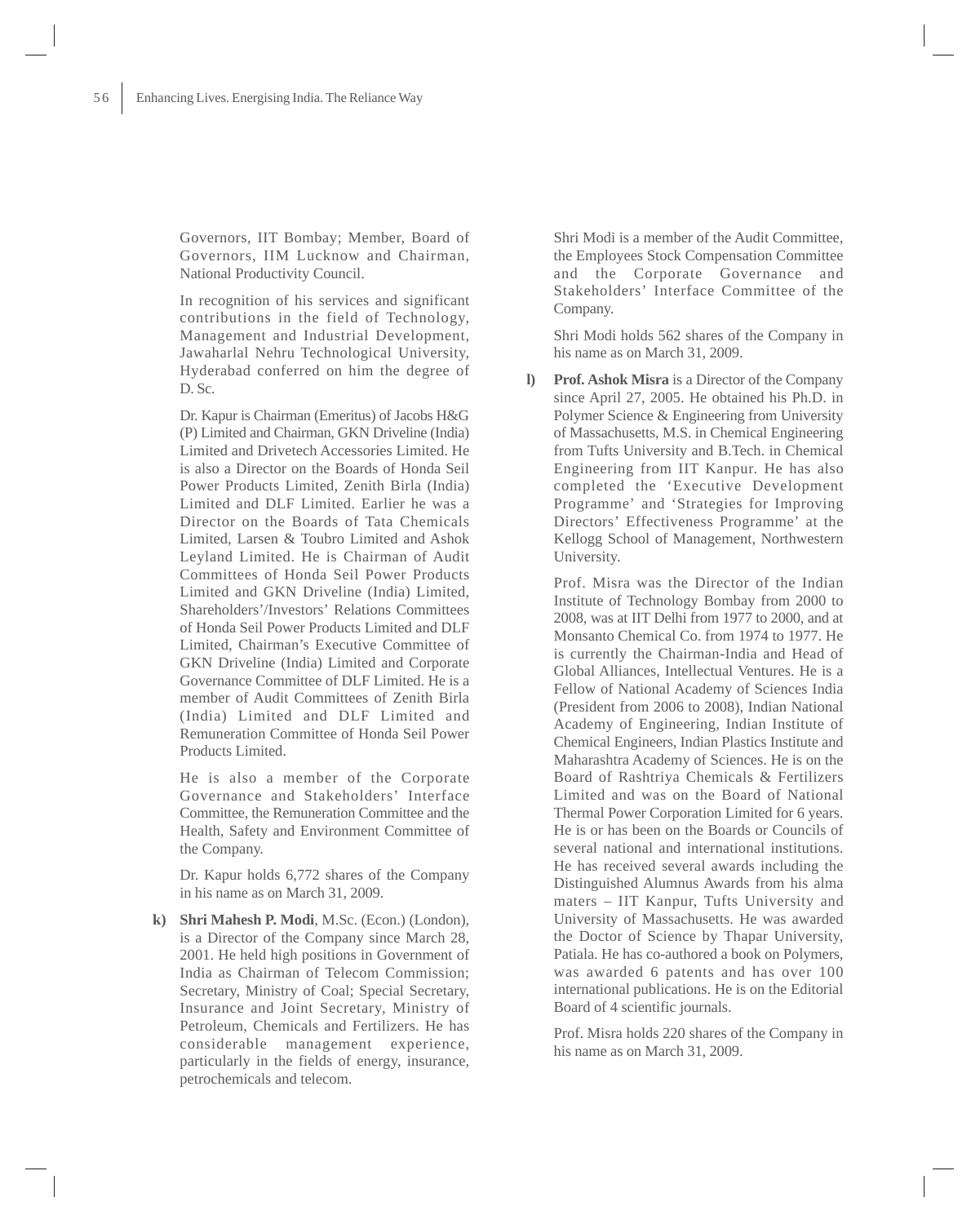Governors, IIT Bombay; Member, Board of Governors, IIM Lucknow and Chairman, National Productivity Council.

In recognition of his services and significant contributions in the field of Technology, Management and Industrial Development, Jawaharlal Nehru Technological University, Hyderabad conferred on him the degree of D. Sc.

Dr. Kapur is Chairman (Emeritus) of Jacobs H&G (P) Limited and Chairman, GKN Driveline (India) Limited and Drivetech Accessories Limited. He is also a Director on the Boards of Honda Seil Power Products Limited, Zenith Birla (India) Limited and DLF Limited. Earlier he was a Director on the Boards of Tata Chemicals Limited, Larsen & Toubro Limited and Ashok Leyland Limited. He is Chairman of Audit Committees of Honda Seil Power Products Limited and GKN Driveline (India) Limited, Shareholders'/Investors' Relations Committees of Honda Seil Power Products Limited and DLF Limited, Chairman's Executive Committee of GKN Driveline (India) Limited and Corporate Governance Committee of DLF Limited. He is a member of Audit Committees of Zenith Birla (India) Limited and DLF Limited and Remuneration Committee of Honda Seil Power Products Limited.

He is also a member of the Corporate Governance and Stakeholders' Interface Committee, the Remuneration Committee and the Health, Safety and Environment Committee of the Company.

Dr. Kapur holds 6,772 shares of the Company in his name as on March 31, 2009.

**k)** **Shri Mahesh P. Modi**, M.Sc. (Econ.) (London), is a Director of the Company since March 28, 2001. He held high positions in Government of India as Chairman of Telecom Commission; Secretary, Ministry of Coal; Special Secretary, Insurance and Joint Secretary, Ministry of Petroleum, Chemicals and Fertilizers. He has considerable management experience, particularly in the fields of energy, insurance, petrochemicals and telecom.

Shri Modi is a member of the Audit Committee, the Employees Stock Compensation Committee and the Corporate Governance and Stakeholders' Interface Committee of the Company.

Shri Modi holds 562 shares of the Company in his name as on March 31, 2009.

**l)** **Prof. Ashok Misra** is a Director of the Company since April 27, 2005. He obtained his Ph.D. in Polymer Science & Engineering from University of Massachusetts, M.S. in Chemical Engineering from Tufts University and B.Tech. in Chemical Engineering from IIT Kanpur. He has also completed the 'Executive Development Programme' and 'Strategies for Improving Directors' Effectiveness Programme' at the Kellogg School of Management, Northwestern University.

Prof. Misra was the Director of the Indian Institute of Technology Bombay from 2000 to 2008, was at IIT Delhi from 1977 to 2000, and at Monsanto Chemical Co. from 1974 to 1977. He is currently the Chairman-India and Head of Global Alliances, Intellectual Ventures. He is a Fellow of National Academy of Sciences India (President from 2006 to 2008), Indian National Academy of Engineering, Indian Institute of Chemical Engineers, Indian Plastics Institute and Maharashtra Academy of Sciences. He is on the Board of Rashtriya Chemicals & Fertilizers Limited and was on the Board of National Thermal Power Corporation Limited for 6 years. He is or has been on the Boards or Councils of several national and international institutions. He has received several awards including the Distinguished Alumnus Awards from his alma maters – IIT Kanpur, Tufts University and University of Massachusetts. He was awarded the Doctor of Science by Thapar University, Patiala. He has co-authored a book on Polymers, was awarded 6 patents and has over 100 international publications. He is on the Editorial Board of 4 scientific journals.

Prof. Misra holds 220 shares of the Company in his name as on March 31, 2009.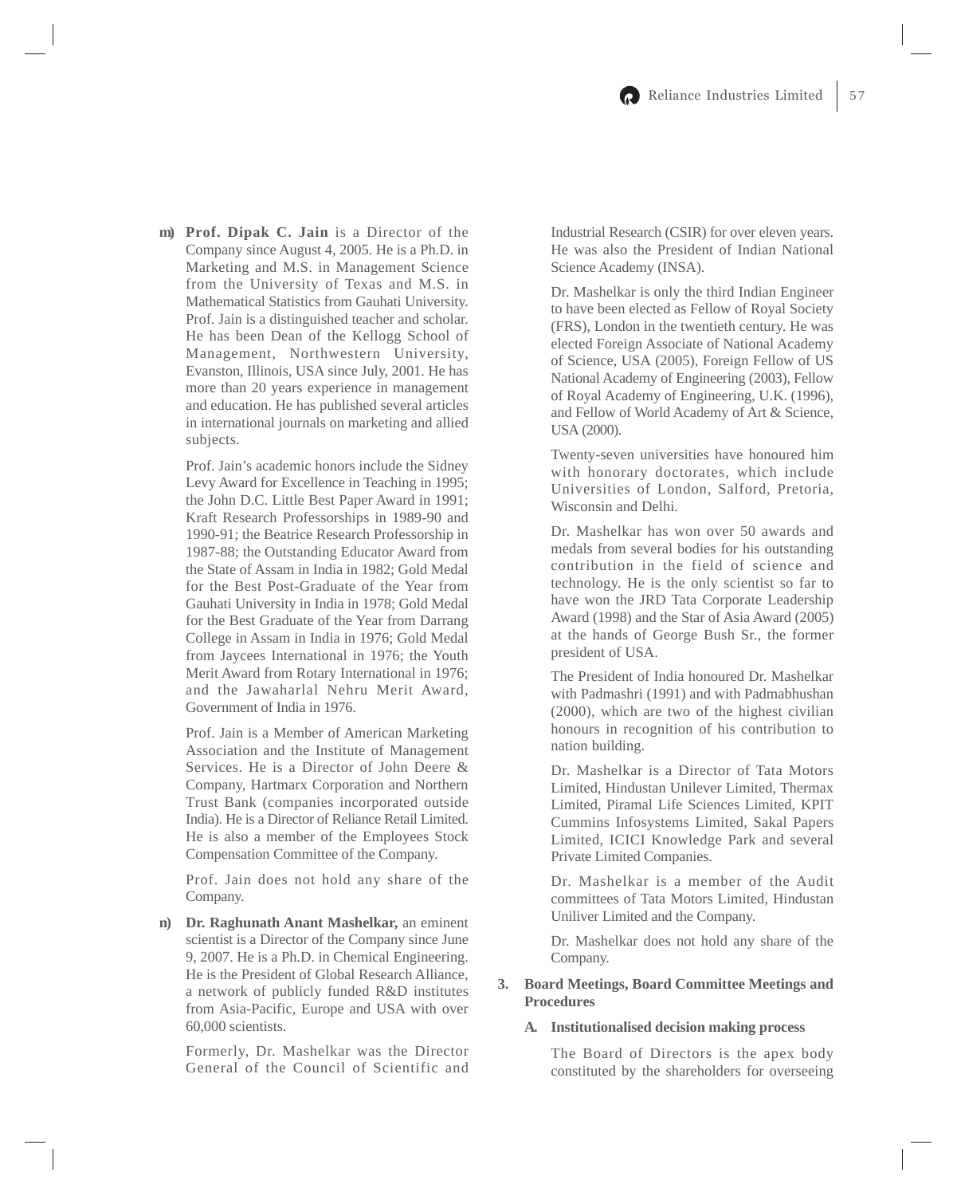m) **Prof. Dipak C. Jain** is a Director of the Company since August 4, 2005. He is a Ph.D. in Marketing and M.S. in Management Science from the University of Texas and M.S. in Mathematical Statistics from Gauhati University. Prof. Jain is a distinguished teacher and scholar. He has been Dean of the Kellogg School of Management, Northwestern University, Evanston, Illinois, USA since July, 2001. He has more than 20 years experience in management and education. He has published several articles in international journals on marketing and allied subjects.

Prof. Jain's academic honors include the Sidney Levy Award for Excellence in Teaching in 1995; the John D.C. Little Best Paper Award in 1991; Kraft Research Professorships in 1989-90 and 1990-91; the Beatrice Research Professorship in 1987-88; the Outstanding Educator Award from the State of Assam in India in 1982; Gold Medal for the Best Post-Graduate of the Year from Gauhati University in India in 1978; Gold Medal for the Best Graduate of the Year from Darrang College in Assam in India in 1976; Gold Medal from Jaycees International in 1976; the Youth Merit Award from Rotary International in 1976; and the Jawaharlal Nehru Merit Award, Government of India in 1976.

Prof. Jain is a Member of American Marketing Association and the Institute of Management Services. He is a Director of John Deere & Company, Hartmarx Corporation and Northern Trust Bank (companies incorporated outside India). He is a Director of Reliance Retail Limited. He is also a member of the Employees Stock Compensation Committee of the Company.

Prof. Jain does not hold any share of the Company.

n) **Dr. Raghunath Anant Mashelkar,** an eminent scientist is a Director of the Company since June 9, 2007. He is a Ph.D. in Chemical Engineering. He is the President of Global Research Alliance, a network of publicly funded R&D institutes from Asia-Pacific, Europe and USA with over 60,000 scientists.

Formerly, Dr. Mashelkar was the Director General of the Council of Scientific and Industrial Research (CSIR) for over eleven years. He was also the President of Indian National Science Academy (INSA).

Dr. Mashelkar is only the third Indian Engineer to have been elected as Fellow of Royal Society (FRS), London in the twentieth century. He was elected Foreign Associate of National Academy of Science, USA (2005), Foreign Fellow of US National Academy of Engineering (2003), Fellow of Royal Academy of Engineering, U.K. (1996), and Fellow of World Academy of Art & Science, USA (2000).

Twenty-seven universities have honoured him with honorary doctorates, which include Universities of London, Salford, Pretoria, Wisconsin and Delhi.

Dr. Mashelkar has won over 50 awards and medals from several bodies for his outstanding contribution in the field of science and technology. He is the only scientist so far to have won the JRD Tata Corporate Leadership Award (1998) and the Star of Asia Award (2005) at the hands of George Bush Sr., the former president of USA.

The President of India honoured Dr. Mashelkar with Padmashri (1991) and with Padmabhushan (2000), which are two of the highest civilian honours in recognition of his contribution to nation building.

Dr. Mashelkar is a Director of Tata Motors Limited, Hindustan Unilever Limited, Thermax Limited, Piramal Life Sciences Limited, KPIT Cummins Infosystems Limited, Sakal Papers Limited, ICICI Knowledge Park and several Private Limited Companies.

Dr. Mashelkar is a member of the Audit committees of Tata Motors Limited, Hindustan Uniliver Limited and the Company.

Dr. Mashelkar does not hold any share of the Company.

## 3. Board Meetings, Board Committee Meetings and Procedures

### A. Institutionalised decision making process

The Board of Directors is the apex body constituted by the shareholders for overseeing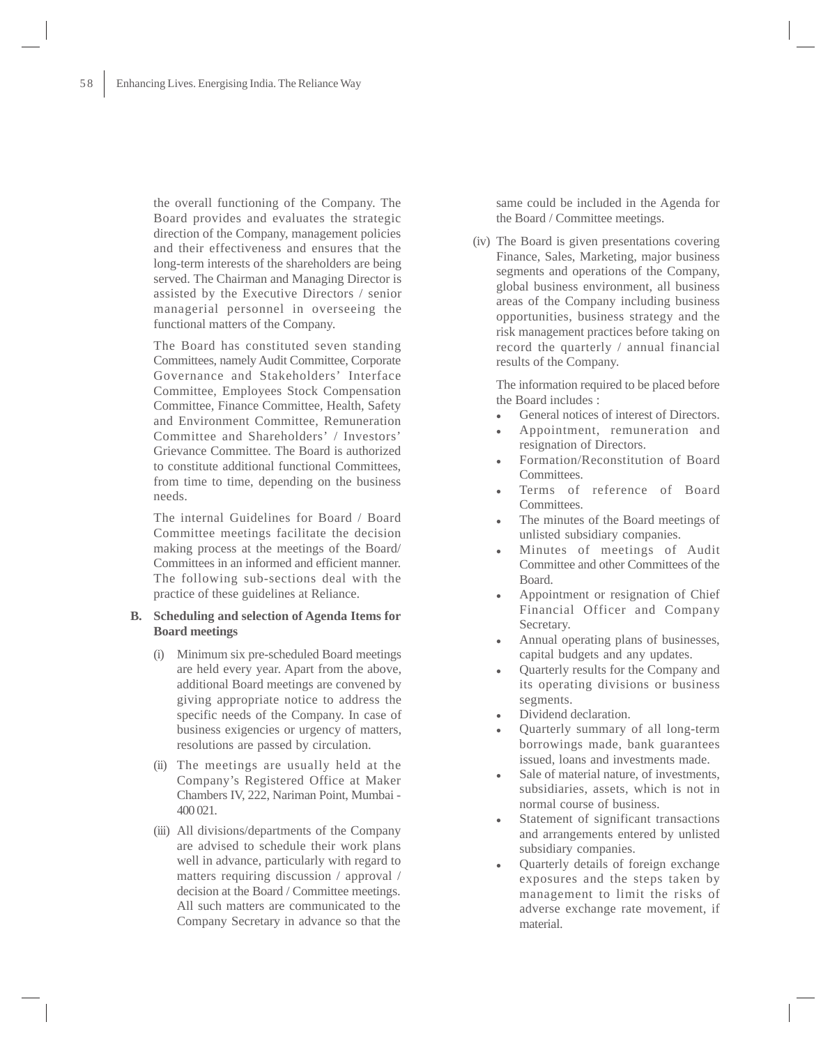the overall functioning of the Company. The Board provides and evaluates the strategic direction of the Company, management policies and their effectiveness and ensures that the long-term interests of the shareholders are being served. The Chairman and Managing Director is assisted by the Executive Directors / senior managerial personnel in overseeing the functional matters of the Company.

The Board has constituted seven standing Committees, namely Audit Committee, Corporate Governance and Stakeholders' Interface Committee, Employees Stock Compensation Committee, Finance Committee, Health, Safety and Environment Committee, Remuneration Committee and Shareholders' / Investors' Grievance Committee. The Board is authorized to constitute additional functional Committees, from time to time, depending on the business needs.

The internal Guidelines for Board / Board Committee meetings facilitate the decision making process at the meetings of the Board/ Committees in an informed and efficient manner. The following sub-sections deal with the practice of these guidelines at Reliance.

**B. Scheduling and selection of Agenda Items for Board meetings**

(i) Minimum six pre-scheduled Board meetings are held every year. Apart from the above, additional Board meetings are convened by giving appropriate notice to address the specific needs of the Company. In case of business exigencies or urgency of matters, resolutions are passed by circulation.

(ii) The meetings are usually held at the Company's Registered Office at Maker Chambers IV, 222, Nariman Point, Mumbai - 400 021.

(iii) All divisions/departments of the Company are advised to schedule their work plans well in advance, particularly with regard to matters requiring discussion / approval / decision at the Board / Committee meetings. All such matters are communicated to the Company Secretary in advance so that the same could be included in the Agenda for the Board / Committee meetings.

(iv) The Board is given presentations covering Finance, Sales, Marketing, major business segments and operations of the Company, global business environment, all business areas of the Company including business opportunities, business strategy and the risk management practices before taking on record the quarterly / annual financial results of the Company.

The information required to be placed before the Board includes :

- General notices of interest of Directors.
- Appointment, remuneration and resignation of Directors.
- Formation/Reconstitution of Board Committees.
- Terms of reference of Board Committees.
- The minutes of the Board meetings of unlisted subsidiary companies.
- Minutes of meetings of Audit Committee and other Committees of the Board.
- Appointment or resignation of Chief Financial Officer and Company Secretary.
- Annual operating plans of businesses, capital budgets and any updates.
- Quarterly results for the Company and its operating divisions or business segments.
- Dividend declaration.
- Quarterly summary of all long-term borrowings made, bank guarantees issued, loans and investments made.
- Sale of material nature, of investments, subsidiaries, assets, which is not in normal course of business.
- Statement of significant transactions and arrangements entered by unlisted subsidiary companies.
- Quarterly details of foreign exchange exposures and the steps taken by management to limit the risks of adverse exchange rate movement, if material.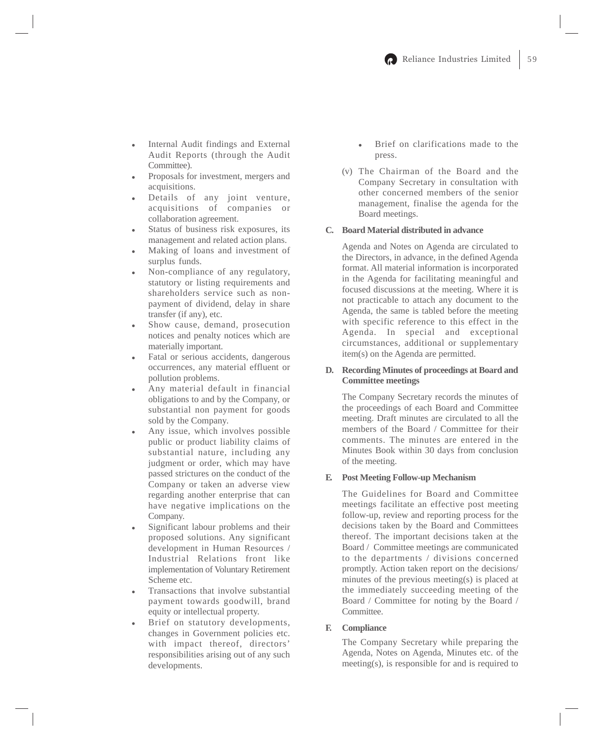- Internal Audit findings and External Audit Reports (through the Audit Committee).
- Proposals for investment, mergers and acquisitions.
- Details of any joint venture, acquisitions of companies or collaboration agreement.
- Status of business risk exposures, its management and related action plans.
- Making of loans and investment of surplus funds.
- Non-compliance of any regulatory, statutory or listing requirements and shareholders service such as non-payment of dividend, delay in share transfer (if any), etc.
- Show cause, demand, prosecution notices and penalty notices which are materially important.
- Fatal or serious accidents, dangerous occurrences, any material effluent or pollution problems.
- Any material default in financial obligations to and by the Company, or substantial non payment for goods sold by the Company.
- Any issue, which involves possible public or product liability claims of substantial nature, including any judgment or order, which may have passed strictures on the conduct of the Company or taken an adverse view regarding another enterprise that can have negative implications on the Company.
- Significant labour problems and their proposed solutions. Any significant development in Human Resources / Industrial Relations front like implementation of Voluntary Retirement Scheme etc.
- Transactions that involve substantial payment towards goodwill, brand equity or intellectual property.
- Brief on statutory developments, changes in Government policies etc. with impact thereof, directors' responsibilities arising out of any such developments.
- Brief on clarifications made to the press.

(v) The Chairman of the Board and the Company Secretary in consultation with other concerned members of the senior management, finalise the agenda for the Board meetings.

**C. Board Material distributed in advance**

Agenda and Notes on Agenda are circulated to the Directors, in advance, in the defined Agenda format. All material information is incorporated in the Agenda for facilitating meaningful and focused discussions at the meeting. Where it is not practicable to attach any document to the Agenda, the same is tabled before the meeting with specific reference to this effect in the Agenda. In special and exceptional circumstances, additional or supplementary item(s) on the Agenda are permitted.

**D. Recording Minutes of proceedings at Board and Committee meetings**

The Company Secretary records the minutes of the proceedings of each Board and Committee meeting. Draft minutes are circulated to all the members of the Board / Committee for their comments. The minutes are entered in the Minutes Book within 30 days from conclusion of the meeting.

**E. Post Meeting Follow-up Mechanism**

The Guidelines for Board and Committee meetings facilitate an effective post meeting follow-up, review and reporting process for the decisions taken by the Board and Committees thereof. The important decisions taken at the Board / Committee meetings are communicated to the departments / divisions concerned promptly. Action taken report on the decisions/ minutes of the previous meeting(s) is placed at the immediately succeeding meeting of the Board / Committee for noting by the Board / Committee.

**F. Compliance**

The Company Secretary while preparing the Agenda, Notes on Agenda, Minutes etc. of the meeting(s), is responsible for and is required to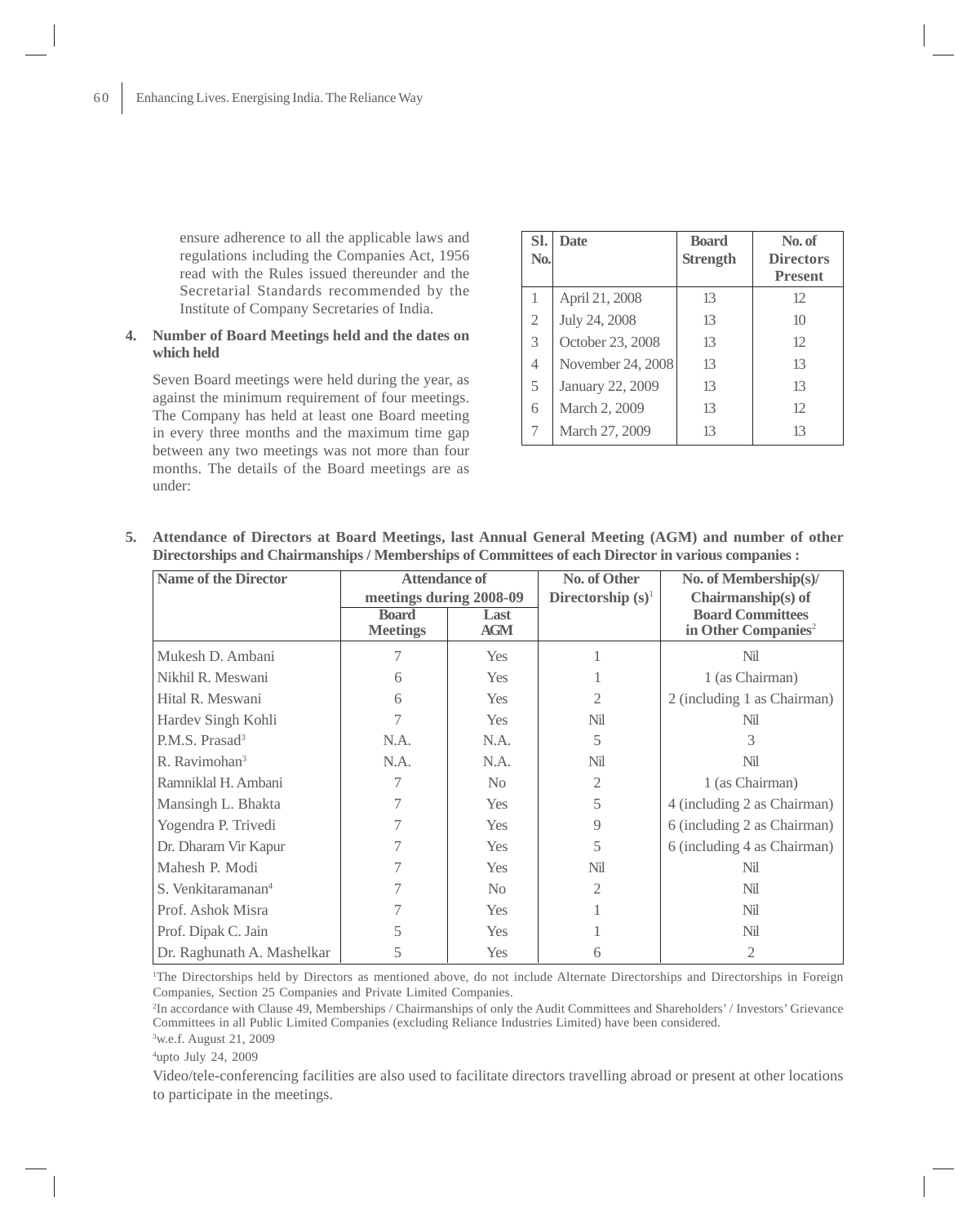ensure adherence to all the applicable laws and regulations including the Companies Act, 1956 read with the Rules issued thereunder and the Secretarial Standards recommended by the Institute of Company Secretaries of India.

**4. Number of Board Meetings held and the dates on which held**

Seven Board meetings were held during the year, as against the minimum requirement of four meetings. The Company has held at least one Board meeting in every three months and the maximum time gap between any two meetings was not more than four months. The details of the Board meetings are as under:

| Sl. No. | Date | Board Strength | No. of Directors Present |
|---|---|---|---|
| 1 | April 21, 2008 | 13 | 12 |
| 2 | July 24, 2008 | 13 | 10 |
| 3 | October 23, 2008 | 13 | 12 |
| 4 | November 24, 2008 | 13 | 13 |
| 5 | January 22, 2009 | 13 | 13 |
| 6 | March 2, 2009 | 13 | 12 |
| 7 | March 27, 2009 | 13 | 13 |

**5. Attendance of Directors at Board Meetings, last Annual General Meeting (AGM) and number of other Directorships and Chairmanships / Memberships of Committees of each Director in various companies :**

| Name of the Director | Attendance of meetings during 2008-09 | | No. of Other Directorship (s)[1] | No. of Membership(s)/ Chairmanship(s) of Board Committees in Other Companies[2] |
|---|---|---|---|---|
| | Board Meetings | Last AGM | | |
| Mukesh D. Ambani | 7 | Yes | 1 | Nil |
| Nikhil R. Meswani | 6 | Yes | 1 | 1 (as Chairman) |
| Hital R. Meswani | 6 | Yes | 2 | 2 (including 1 as Chairman) |
| Hardev Singh Kohli | 7 | Yes | Nil | Nil |
| P.M.S. Prasad[3] | N.A. | N.A. | 5 | 3 |
| R. Ravimohan[3] | N.A. | N.A. | Nil | Nil |
| Ramniklal H. Ambani | 7 | No | 2 | 1 (as Chairman) |
| Mansingh L. Bhakta | 7 | Yes | 5 | 4 (including 2 as Chairman) |
| Yogendra P. Trivedi | 7 | Yes | 9 | 6 (including 2 as Chairman) |
| Dr. Dharam Vir Kapur | 7 | Yes | 5 | 6 (including 4 as Chairman) |
| Mahesh P. Modi | 7 | Yes | Nil | Nil |
| S. Venkitaramanan[4] | 7 | No | 2 | Nil |
| Prof. Ashok Misra | 7 | Yes | 1 | Nil |
| Prof. Dipak C. Jain | 5 | Yes | 1 | Nil |
| Dr. Raghunath A. Mashelkar | 5 | Yes | 6 | 2 |

[1]The Directorships held by Directors as mentioned above, do not include Alternate Directorships and Directorships in Foreign Companies, Section 25 Companies and Private Limited Companies.

[2]In accordance with Clause 49, Memberships / Chairmanships of only the Audit Committees and Shareholders' / Investors' Grievance Committees in all Public Limited Companies (excluding Reliance Industries Limited) have been considered.

[3]w.e.f. August 21, 2009

[4]upto July 24, 2009

Video/tele-conferencing facilities are also used to facilitate directors travelling abroad or present at other locations to participate in the meetings.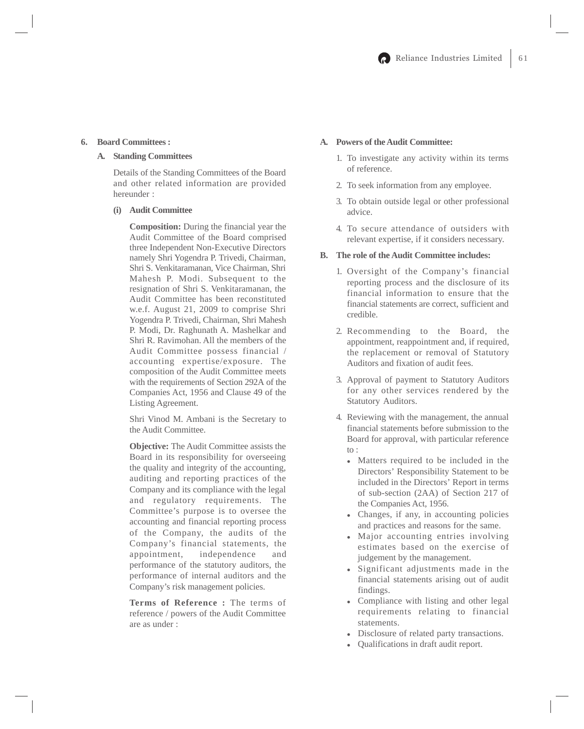## 6. Board Committees :

### A. Standing Committees

Details of the Standing Committees of the Board and other related information are provided hereunder :

#### (i) Audit Committee

**Composition:** During the financial year the Audit Committee of the Board comprised three Independent Non-Executive Directors namely Shri Yogendra P. Trivedi, Chairman, Shri S. Venkitaramanan, Vice Chairman, Shri Mahesh P. Modi. Subsequent to the resignation of Shri S. Venkitaramanan, the Audit Committee has been reconstituted w.e.f. August 21, 2009 to comprise Shri Yogendra P. Trivedi, Chairman, Shri Mahesh P. Modi, Dr. Raghunath A. Mashelkar and Shri R. Ravimohan. All the members of the Audit Committee possess financial / accounting expertise/exposure. The composition of the Audit Committee meets with the requirements of Section 292A of the Companies Act, 1956 and Clause 49 of the Listing Agreement.

Shri Vinod M. Ambani is the Secretary to the Audit Committee.

**Objective:** The Audit Committee assists the Board in its responsibility for overseeing the quality and integrity of the accounting, auditing and reporting practices of the Company and its compliance with the legal and regulatory requirements. The Committee's purpose is to oversee the accounting and financial reporting process of the Company, the audits of the Company's financial statements, the appointment, independence and performance of the statutory auditors, the performance of internal auditors and the Company's risk management policies.

**Terms of Reference :** The terms of reference / powers of the Audit Committee are as under :

**A. Powers of the Audit Committee:**

1. To investigate any activity within its terms of reference.
2. To seek information from any employee.
3. To obtain outside legal or other professional advice.
4. To secure attendance of outsiders with relevant expertise, if it considers necessary.

**B. The role of the Audit Committee includes:**

1. Oversight of the Company's financial reporting process and the disclosure of its financial information to ensure that the financial statements are correct, sufficient and credible.
2. Recommending to the Board, the appointment, reappointment and, if required, the replacement or removal of Statutory Auditors and fixation of audit fees.
3. Approval of payment to Statutory Auditors for any other services rendered by the Statutory Auditors.
4. Reviewing with the management, the annual financial statements before submission to the Board for approval, with particular reference to :
   - Matters required to be included in the Directors' Responsibility Statement to be included in the Directors' Report in terms of sub-section (2AA) of Section 217 of the Companies Act, 1956.
   - Changes, if any, in accounting policies and practices and reasons for the same.
   - Major accounting entries involving estimates based on the exercise of judgement by the management.
   - Significant adjustments made in the financial statements arising out of audit findings.
   - Compliance with listing and other legal requirements relating to financial statements.
   - Disclosure of related party transactions.
   - Qualifications in draft audit report.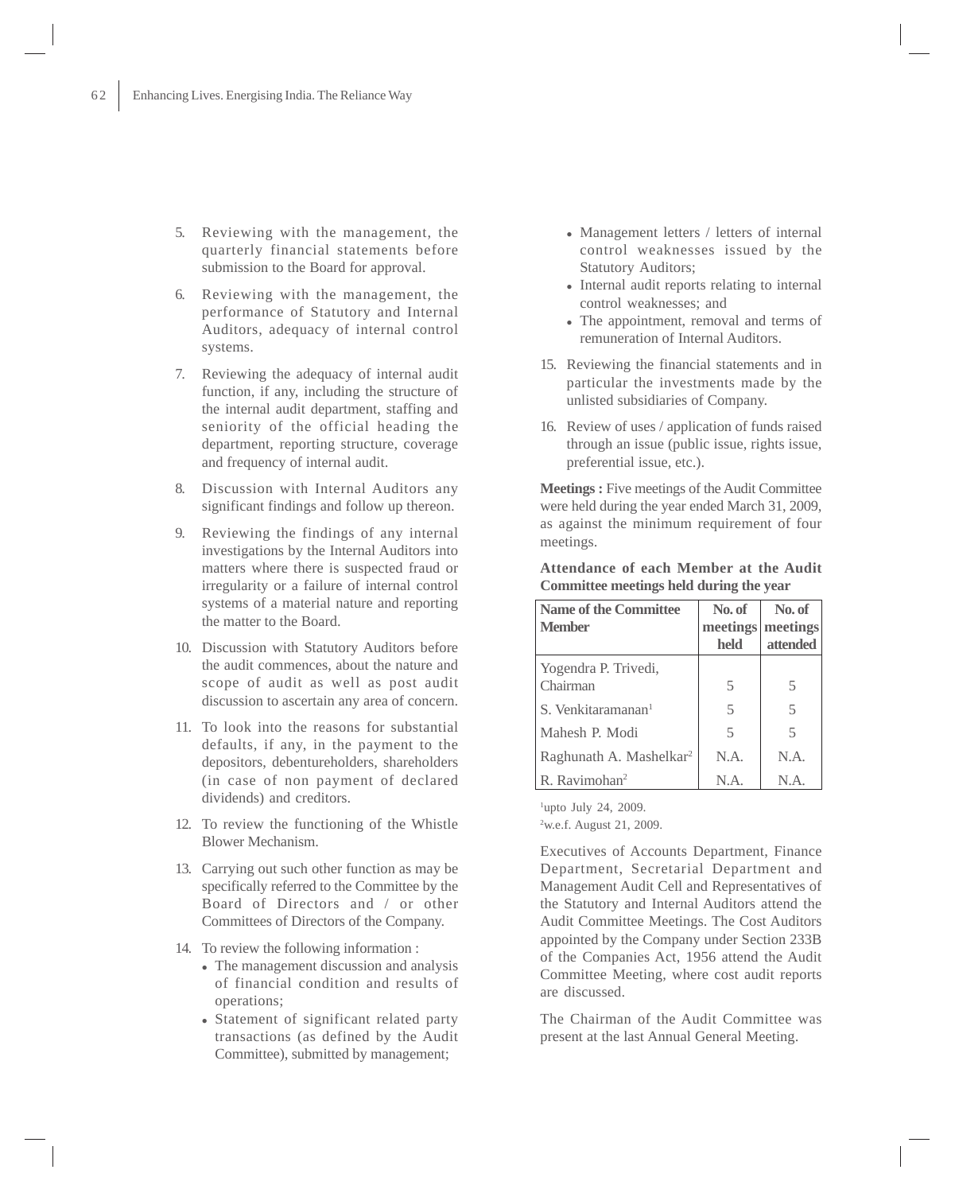5. Reviewing with the management, the quarterly financial statements before submission to the Board for approval.

6. Reviewing with the management, the performance of Statutory and Internal Auditors, adequacy of internal control systems.

7. Reviewing the adequacy of internal audit function, if any, including the structure of the internal audit department, staffing and seniority of the official heading the department, reporting structure, coverage and frequency of internal audit.

8. Discussion with Internal Auditors any significant findings and follow up thereon.

9. Reviewing the findings of any internal investigations by the Internal Auditors into matters where there is suspected fraud or irregularity or a failure of internal control systems of a material nature and reporting the matter to the Board.

10. Discussion with Statutory Auditors before the audit commences, about the nature and scope of audit as well as post audit discussion to ascertain any area of concern.

11. To look into the reasons for substantial defaults, if any, in the payment to the depositors, debentureholders, shareholders (in case of non payment of declared dividends) and creditors.

12. To review the functioning of the Whistle Blower Mechanism.

13. Carrying out such other function as may be specifically referred to the Committee by the Board of Directors and / or other Committees of Directors of the Company.

14. To review the following information :
    - The management discussion and analysis of financial condition and results of operations;
    - Statement of significant related party transactions (as defined by the Audit Committee), submitted by management;
    - Management letters / letters of internal control weaknesses issued by the Statutory Auditors;
    - Internal audit reports relating to internal control weaknesses; and
    - The appointment, removal and terms of remuneration of Internal Auditors.

15. Reviewing the financial statements and in particular the investments made by the unlisted subsidiaries of Company.

16. Review of uses / application of funds raised through an issue (public issue, rights issue, preferential issue, etc.).

**Meetings :** Five meetings of the Audit Committee were held during the year ended March 31, 2009, as against the minimum requirement of four meetings.

**Attendance of each Member at the Audit Committee meetings held during the year**

| Name of the Committee Member | No. of meetings held | No. of meetings attended |
|---|---|---|
| Yogendra P. Trivedi, Chairman | 5 | 5 |
| S. Venkitaramanan[1] | 5 | 5 |
| Mahesh P. Modi | 5 | 5 |
| Raghunath A. Mashelkar[2] | N.A. | N.A. |
| R. Ravimohan[2] | N.A. | N.A. |

[1]upto July 24, 2009.
[2]w.e.f. August 21, 2009.

Executives of Accounts Department, Finance Department, Secretarial Department and Management Audit Cell and Representatives of the Statutory and Internal Auditors attend the Audit Committee Meetings. The Cost Auditors appointed by the Company under Section 233B of the Companies Act, 1956 attend the Audit Committee Meeting, where cost audit reports are discussed.

The Chairman of the Audit Committee was present at the last Annual General Meeting.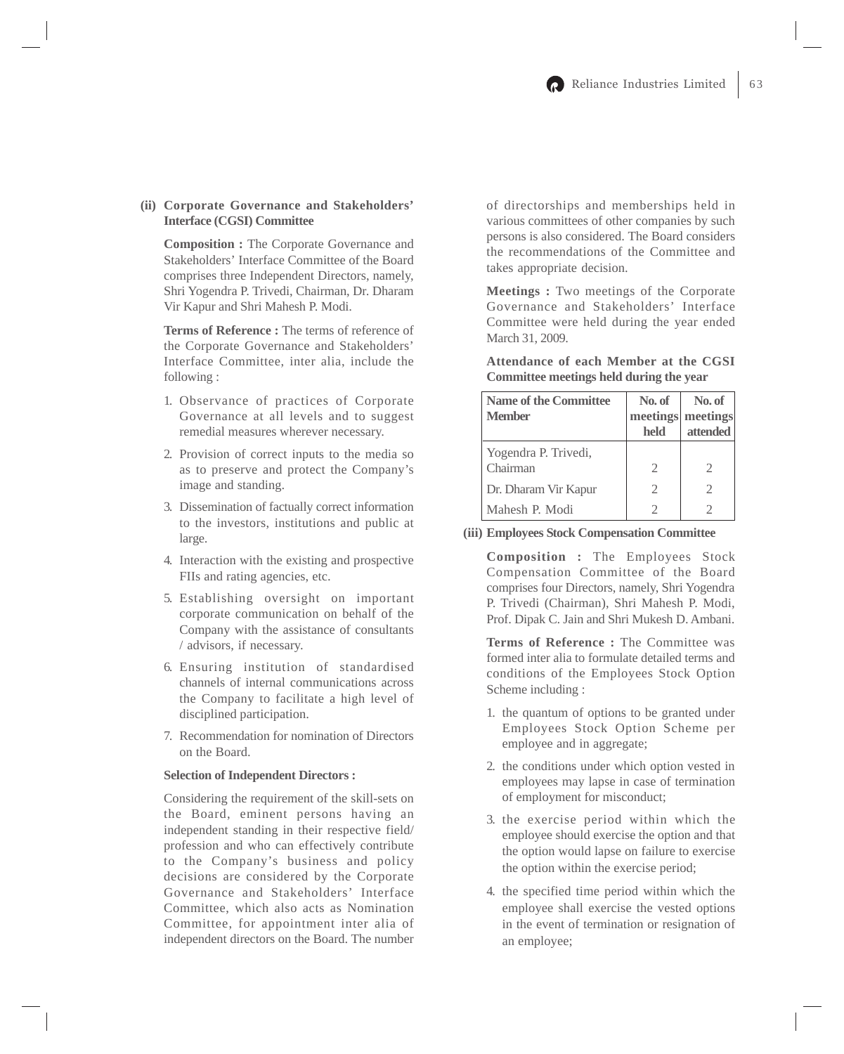### (ii) Corporate Governance and Stakeholders' Interface (CGSI) Committee

**Composition :** The Corporate Governance and Stakeholders' Interface Committee of the Board comprises three Independent Directors, namely, Shri Yogendra P. Trivedi, Chairman, Dr. Dharam Vir Kapur and Shri Mahesh P. Modi.

**Terms of Reference :** The terms of reference of the Corporate Governance and Stakeholders' Interface Committee, inter alia, include the following :

1. Observance of practices of Corporate Governance at all levels and to suggest remedial measures wherever necessary.
2. Provision of correct inputs to the media so as to preserve and protect the Company's image and standing.
3. Dissemination of factually correct information to the investors, institutions and public at large.
4. Interaction with the existing and prospective FIIs and rating agencies, etc.
5. Establishing oversight on important corporate communication on behalf of the Company with the assistance of consultants / advisors, if necessary.
6. Ensuring institution of standardised channels of internal communications across the Company to facilitate a high level of disciplined participation.
7. Recommendation for nomination of Directors on the Board.

**Selection of Independent Directors :**

Considering the requirement of the skill-sets on the Board, eminent persons having an independent standing in their respective field/ profession and who can effectively contribute to the Company's business and policy decisions are considered by the Corporate Governance and Stakeholders' Interface Committee, which also acts as Nomination Committee, for appointment inter alia of independent directors on the Board. The number of directorships and memberships held in various committees of other companies by such persons is also considered. The Board considers the recommendations of the Committee and takes appropriate decision.

**Meetings :** Two meetings of the Corporate Governance and Stakeholders' Interface Committee were held during the year ended March 31, 2009.

**Attendance of each Member at the CGSI Committee meetings held during the year**

| Name of the Committee Member | No. of meetings held | No. of meetings attended |
|---|---|---|
| Yogendra P. Trivedi, Chairman | 2 | 2 |
| Dr. Dharam Vir Kapur | 2 | 2 |
| Mahesh P. Modi | 2 | 2 |

### (iii) Employees Stock Compensation Committee

**Composition :** The Employees Stock Compensation Committee of the Board comprises four Directors, namely, Shri Yogendra P. Trivedi (Chairman), Shri Mahesh P. Modi, Prof. Dipak C. Jain and Shri Mukesh D. Ambani.

**Terms of Reference :** The Committee was formed inter alia to formulate detailed terms and conditions of the Employees Stock Option Scheme including :

1. the quantum of options to be granted under Employees Stock Option Scheme per employee and in aggregate;
2. the conditions under which option vested in employees may lapse in case of termination of employment for misconduct;
3. the exercise period within which the employee should exercise the option and that the option would lapse on failure to exercise the option within the exercise period;
4. the specified time period within which the employee shall exercise the vested options in the event of termination or resignation of an employee;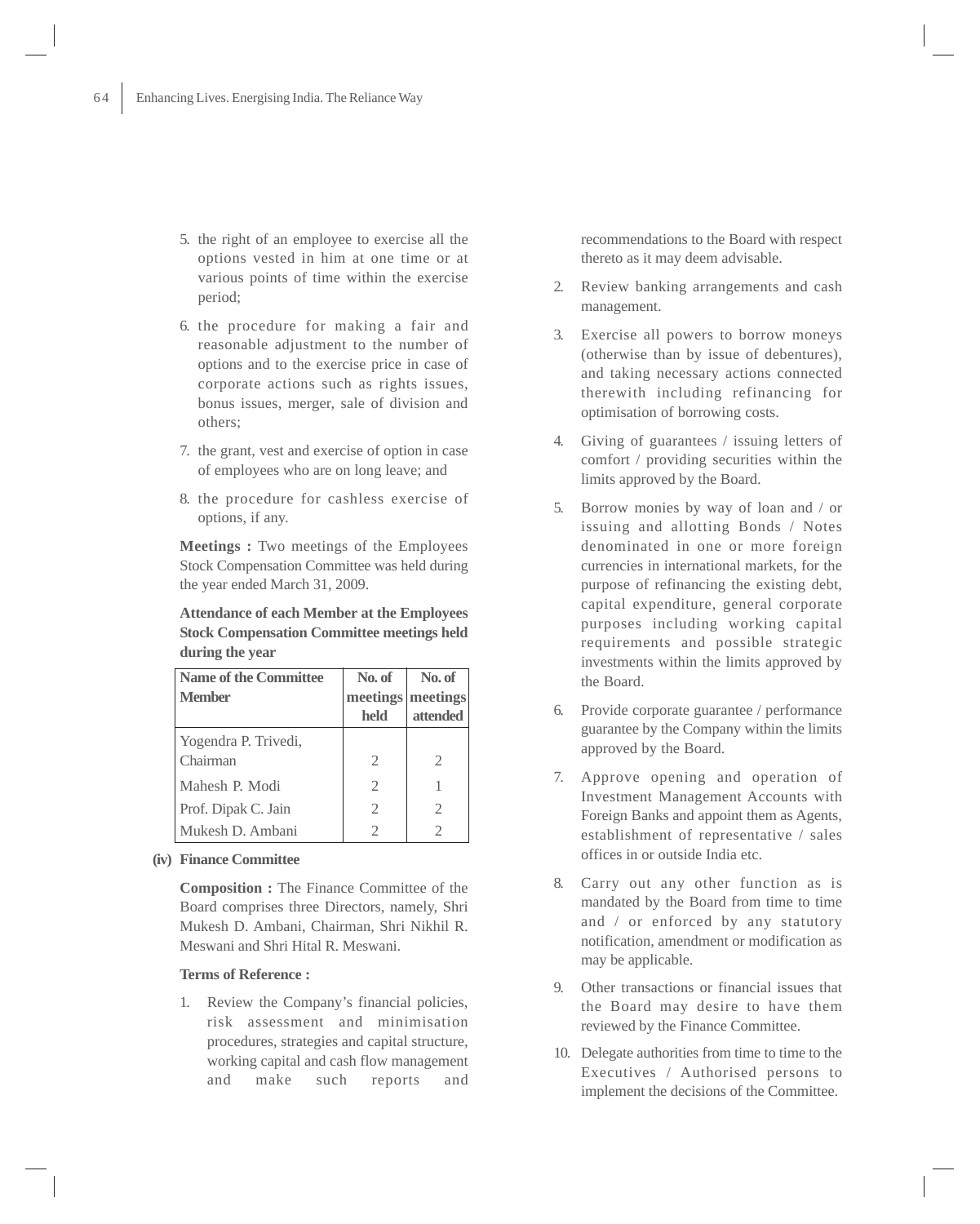5. the right of an employee to exercise all the options vested in him at one time or at various points of time within the exercise period;

6. the procedure for making a fair and reasonable adjustment to the number of options and to the exercise price in case of corporate actions such as rights issues, bonus issues, merger, sale of division and others;

7. the grant, vest and exercise of option in case of employees who are on long leave; and

8. the procedure for cashless exercise of options, if any.

**Meetings :** Two meetings of the Employees Stock Compensation Committee was held during the year ended March 31, 2009.

**Attendance of each Member at the Employees Stock Compensation Committee meetings held during the year**

| Name of the Committee Member | No. of meetings held | No. of meetings attended |
|---|---|---|
| Yogendra P. Trivedi, Chairman | 2 | 2 |
| Mahesh P. Modi | 2 | 1 |
| Prof. Dipak C. Jain | 2 | 2 |
| Mukesh D. Ambani | 2 | 2 |

**(iv) Finance Committee**

**Composition :** The Finance Committee of the Board comprises three Directors, namely, Shri Mukesh D. Ambani, Chairman, Shri Nikhil R. Meswani and Shri Hital R. Meswani.

**Terms of Reference :**

1. Review the Company's financial policies, risk assessment and minimisation procedures, strategies and capital structure, working capital and cash flow management and make such reports and recommendations to the Board with respect thereto as it may deem advisable.

2. Review banking arrangements and cash management.

3. Exercise all powers to borrow moneys (otherwise than by issue of debentures), and taking necessary actions connected therewith including refinancing for optimisation of borrowing costs.

4. Giving of guarantees / issuing letters of comfort / providing securities within the limits approved by the Board.

5. Borrow monies by way of loan and / or issuing and allotting Bonds / Notes denominated in one or more foreign currencies in international markets, for the purpose of refinancing the existing debt, capital expenditure, general corporate purposes including working capital requirements and possible strategic investments within the limits approved by the Board.

6. Provide corporate guarantee / performance guarantee by the Company within the limits approved by the Board.

7. Approve opening and operation of Investment Management Accounts with Foreign Banks and appoint them as Agents, establishment of representative / sales offices in or outside India etc.

8. Carry out any other function as is mandated by the Board from time to time and / or enforced by any statutory notification, amendment or modification as may be applicable.

9. Other transactions or financial issues that the Board may desire to have them reviewed by the Finance Committee.

10. Delegate authorities from time to time to the Executives / Authorised persons to implement the decisions of the Committee.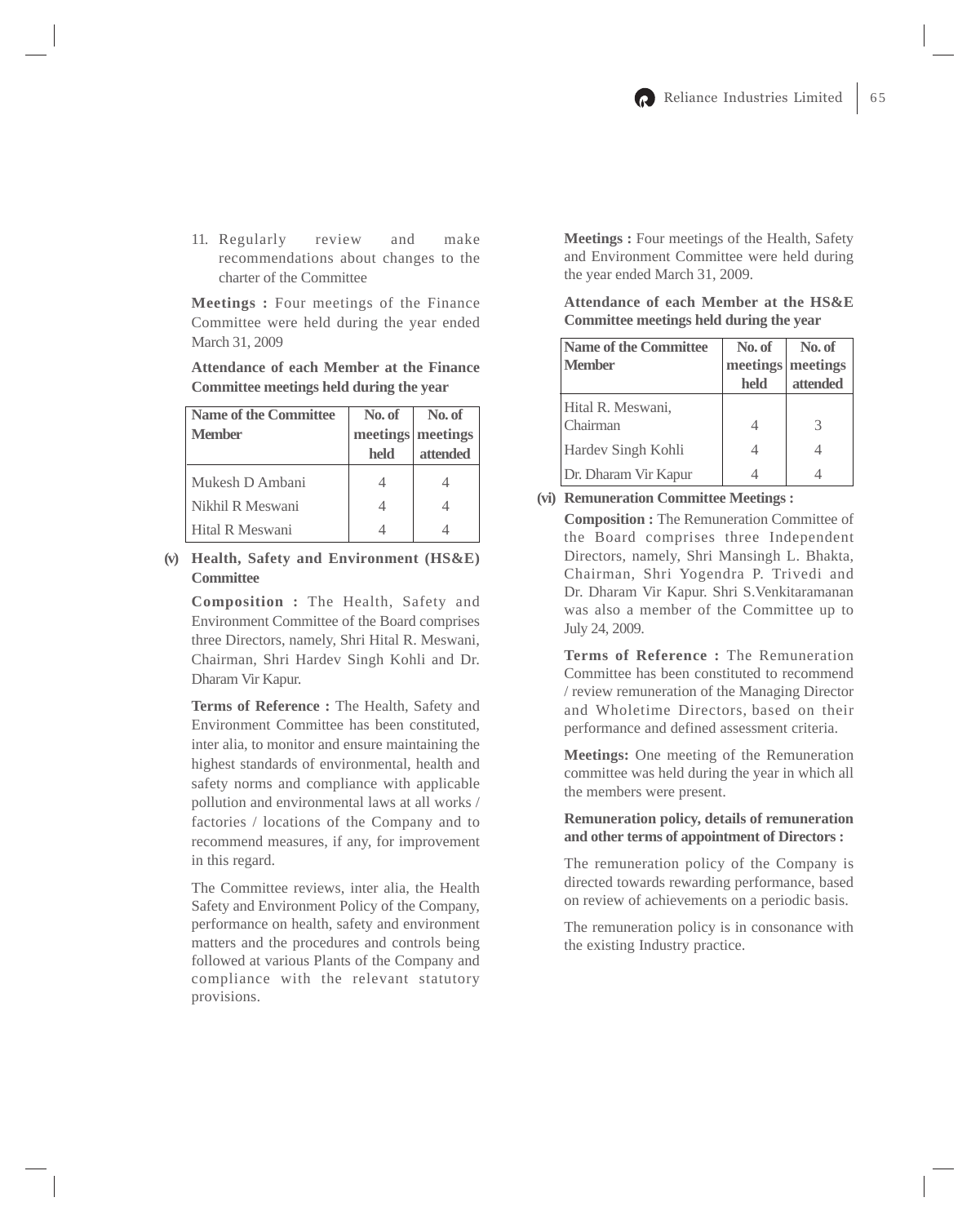11. Regularly review and make recommendations about changes to the charter of the Committee

**Meetings :** Four meetings of the Finance Committee were held during the year ended March 31, 2009

**Attendance of each Member at the Finance Committee meetings held during the year**

| Name of the Committee Member | No. of meetings held | No. of meetings attended |
|---|---|---|
| Mukesh D Ambani | 4 | 4 |
| Nikhil R Meswani | 4 | 4 |
| Hital R Meswani | 4 | 4 |

**(v) Health, Safety and Environment (HS&E) Committee**

**Composition :** The Health, Safety and Environment Committee of the Board comprises three Directors, namely, Shri Hital R. Meswani, Chairman, Shri Hardev Singh Kohli and Dr. Dharam Vir Kapur.

**Terms of Reference :** The Health, Safety and Environment Committee has been constituted, inter alia, to monitor and ensure maintaining the highest standards of environmental, health and safety norms and compliance with applicable pollution and environmental laws at all works / factories / locations of the Company and to recommend measures, if any, for improvement in this regard.

The Committee reviews, inter alia, the Health Safety and Environment Policy of the Company, performance on health, safety and environment matters and the procedures and controls being followed at various Plants of the Company and compliance with the relevant statutory provisions.

**Meetings :** Four meetings of the Health, Safety and Environment Committee were held during the year ended March 31, 2009.

**Attendance of each Member at the HS&E Committee meetings held during the year**

| Name of the Committee Member | No. of meetings held | No. of meetings attended |
|---|---|---|
| Hital R. Meswani, Chairman | 4 | 3 |
| Hardev Singh Kohli | 4 | 4 |
| Dr. Dharam Vir Kapur | 4 | 4 |

**(vi) Remuneration Committee Meetings :**

**Composition :** The Remuneration Committee of the Board comprises three Independent Directors, namely, Shri Mansingh L. Bhakta, Chairman, Shri Yogendra P. Trivedi and Dr. Dharam Vir Kapur. Shri S.Venkitaramanan was also a member of the Committee up to July 24, 2009.

**Terms of Reference :** The Remuneration Committee has been constituted to recommend / review remuneration of the Managing Director and Wholetime Directors, based on their performance and defined assessment criteria.

**Meetings:** One meeting of the Remuneration committee was held during the year in which all the members were present.

**Remuneration policy, details of remuneration and other terms of appointment of Directors :**

The remuneration policy of the Company is directed towards rewarding performance, based on review of achievements on a periodic basis.

The remuneration policy is in consonance with the existing Industry practice.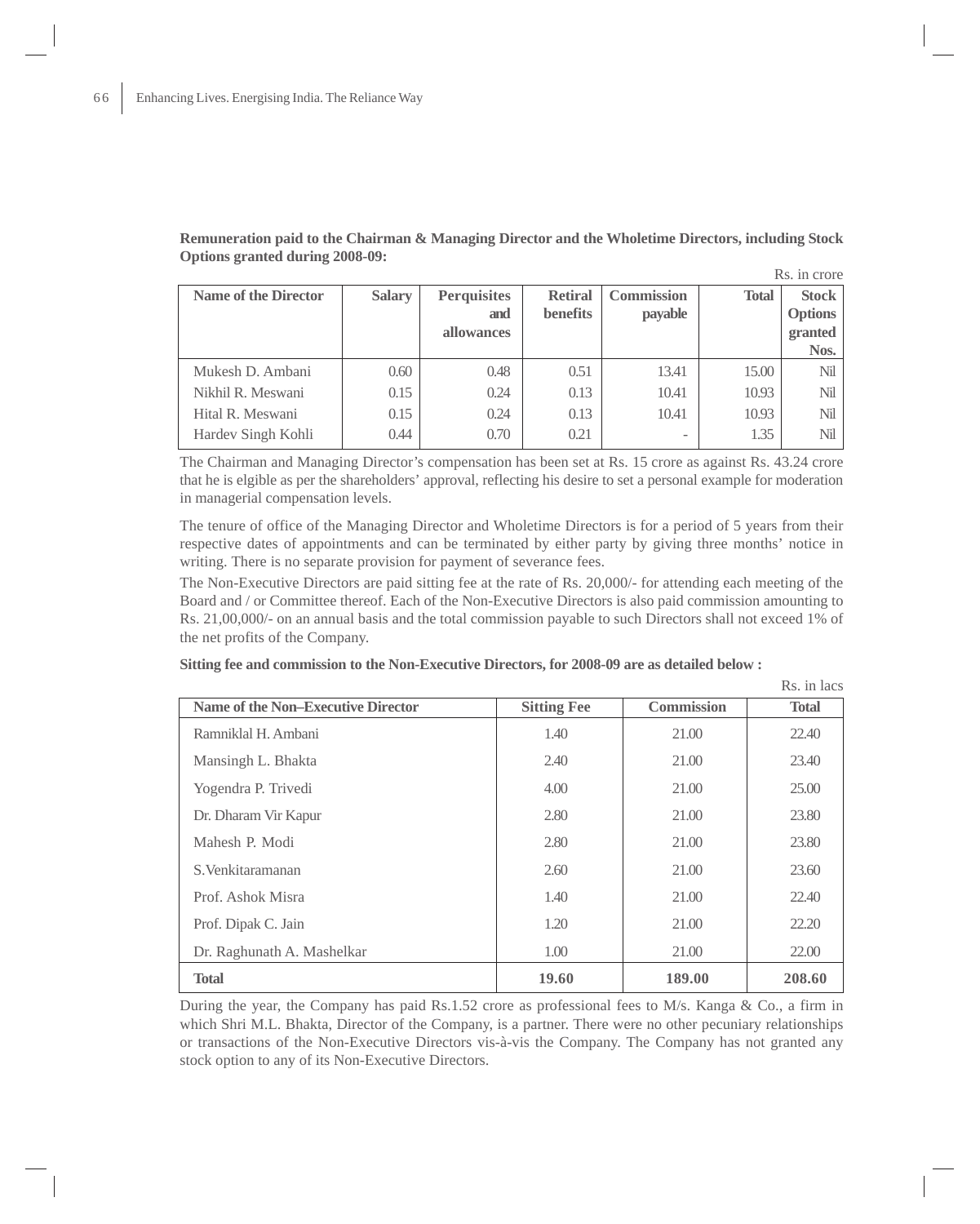**Remuneration paid to the Chairman & Managing Director and the Wholetime Directors, including Stock Options granted during 2008-09:**

Rs. in crore

| Name of the Director | Salary | Perquisites and allowances | Retiral benefits | Commission payable | Total | Stock Options granted Nos. |
|---|---|---|---|---|---|---|
| Mukesh D. Ambani | 0.60 | 0.48 | 0.51 | 13.41 | 15.00 | Nil |
| Nikhil R. Meswani | 0.15 | 0.24 | 0.13 | 10.41 | 10.93 | Nil |
| Hital R. Meswani | 0.15 | 0.24 | 0.13 | 10.41 | 10.93 | Nil |
| Hardev Singh Kohli | 0.44 | 0.70 | 0.21 | - | 1.35 | Nil |

The Chairman and Managing Director's compensation has been set at Rs. 15 crore as against Rs. 43.24 crore that he is elgible as per the shareholders' approval, reflecting his desire to set a personal example for moderation in managerial compensation levels.

The tenure of office of the Managing Director and Wholetime Directors is for a period of 5 years from their respective dates of appointments and can be terminated by either party by giving three months' notice in writing. There is no separate provision for payment of severance fees.

The Non-Executive Directors are paid sitting fee at the rate of Rs. 20,000/- for attending each meeting of the Board and / or Committee thereof. Each of the Non-Executive Directors is also paid commission amounting to Rs. 21,00,000/- on an annual basis and the total commission payable to such Directors shall not exceed 1% of the net profits of the Company.

**Sitting fee and commission to the Non-Executive Directors, for 2008-09 are as detailed below :**

Rs. in lacs

| Name of the Non–Executive Director | Sitting Fee | Commission | Total |
|---|---|---|---|
| Ramniklal H. Ambani | 1.40 | 21.00 | 22.40 |
| Mansingh L. Bhakta | 2.40 | 21.00 | 23.40 |
| Yogendra P. Trivedi | 4.00 | 21.00 | 25.00 |
| Dr. Dharam Vir Kapur | 2.80 | 21.00 | 23.80 |
| Mahesh P. Modi | 2.80 | 21.00 | 23.80 |
| S.Venkitaramanan | 2.60 | 21.00 | 23.60 |
| Prof. Ashok Misra | 1.40 | 21.00 | 22.40 |
| Prof. Dipak C. Jain | 1.20 | 21.00 | 22.20 |
| Dr. Raghunath A. Mashelkar | 1.00 | 21.00 | 22.00 |
| **Total** | **19.60** | **189.00** | **208.60** |

During the year, the Company has paid Rs.1.52 crore as professional fees to M/s. Kanga & Co., a firm in which Shri M.L. Bhakta, Director of the Company, is a partner. There were no other pecuniary relationships or transactions of the Non-Executive Directors vis-à-vis the Company. The Company has not granted any stock option to any of its Non-Executive Directors.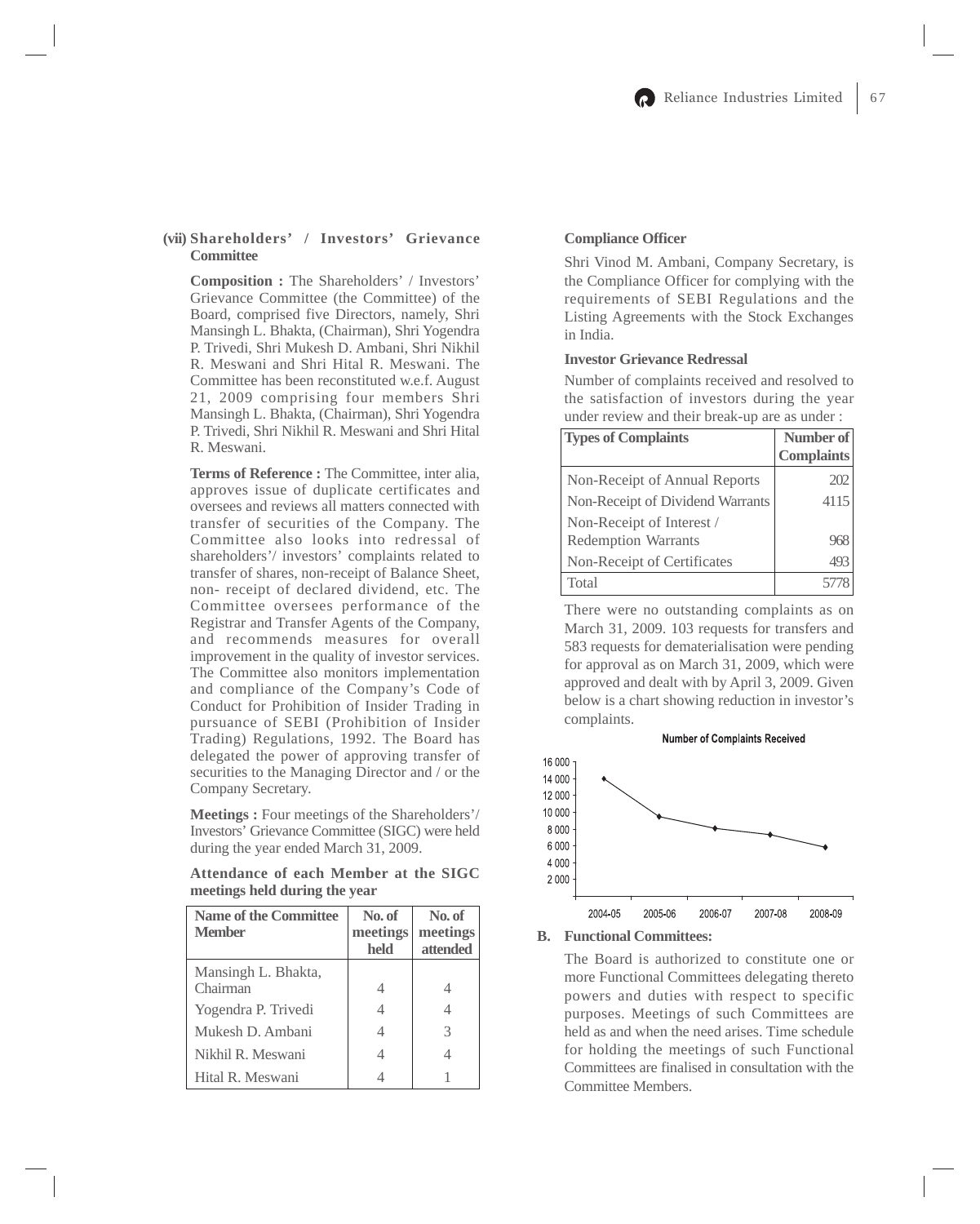**(vii) Shareholders' / Investors' Grievance Committee**

**Composition :** The Shareholders' / Investors' Grievance Committee (the Committee) of the Board, comprised five Directors, namely, Shri Mansingh L. Bhakta, (Chairman), Shri Yogendra P. Trivedi, Shri Mukesh D. Ambani, Shri Nikhil R. Meswani and Shri Hital R. Meswani. The Committee has been reconstituted w.e.f. August 21, 2009 comprising four members Shri Mansingh L. Bhakta, (Chairman), Shri Yogendra P. Trivedi, Shri Nikhil R. Meswani and Shri Hital R. Meswani.

**Terms of Reference :** The Committee, inter alia, approves issue of duplicate certificates and oversees and reviews all matters connected with transfer of securities of the Company. The Committee also looks into redressal of shareholders'/ investors' complaints related to transfer of shares, non-receipt of Balance Sheet, non- receipt of declared dividend, etc. The Committee oversees performance of the Registrar and Transfer Agents of the Company, and recommends measures for overall improvement in the quality of investor services. The Committee also monitors implementation and compliance of the Company's Code of Conduct for Prohibition of Insider Trading in pursuance of SEBI (Prohibition of Insider Trading) Regulations, 1992. The Board has delegated the power of approving transfer of securities to the Managing Director and / or the Company Secretary.

**Meetings :** Four meetings of the Shareholders'/ Investors' Grievance Committee (SIGC) were held during the year ended March 31, 2009.

**Attendance of each Member at the SIGC meetings held during the year**

| Name of the Committee Member | No. of meetings held | No. of meetings attended |
|---|---|---|
| Mansingh L. Bhakta, Chairman | 4 | 4 |
| Yogendra P. Trivedi | 4 | 4 |
| Mukesh D. Ambani | 4 | 3 |
| Nikhil R. Meswani | 4 | 4 |
| Hital R. Meswani | 4 | 1 |

**Compliance Officer**

Shri Vinod M. Ambani, Company Secretary, is the Compliance Officer for complying with the requirements of SEBI Regulations and the Listing Agreements with the Stock Exchanges in India.

**Investor Grievance Redressal**

Number of complaints received and resolved to the satisfaction of investors during the year under review and their break-up are as under :

| Types of Complaints | Number of Complaints |
|---|---|
| Non-Receipt of Annual Reports | 202 |
| Non-Receipt of Dividend Warrants | 4115 |
| Non-Receipt of Interest / Redemption Warrants | 968 |
| Non-Receipt of Certificates | 493 |
| Total | 5778 |

There were no outstanding complaints as on March 31, 2009. 103 requests for transfers and 583 requests for dematerialisation were pending for approval as on March 31, 2009, which were approved and dealt with by April 3, 2009. Given below is a chart showing reduction in investor's complaints.

**Number of Complaints Received**

| Year | Number of Complaints |
|---|---|
| 2004-05 | ~14 000 |
| 2005-06 | ~9 500 |
| 2006-07 | ~8 100 |
| 2007-08 | ~7 400 |
| 2008-09 | ~5 800 |

**B. Functional Committees:**

The Board is authorized to constitute one or more Functional Committees delegating thereto powers and duties with respect to specific purposes. Meetings of such Committees are held as and when the need arises. Time schedule for holding the meetings of such Functional Committees are finalised in consultation with the Committee Members.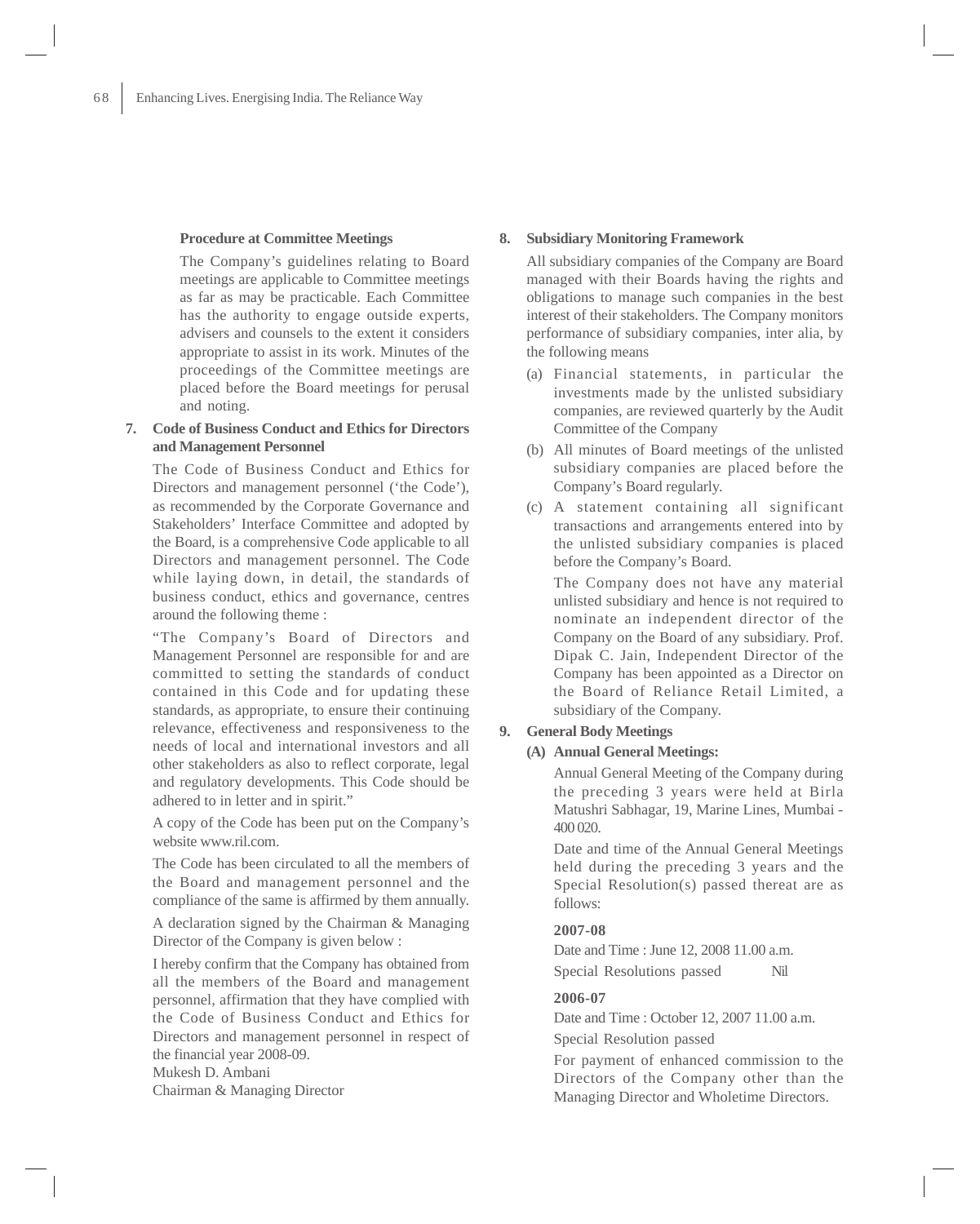#### Procedure at Committee Meetings

The Company's guidelines relating to Board meetings are applicable to Committee meetings as far as may be practicable. Each Committee has the authority to engage outside experts, advisers and counsels to the extent it considers appropriate to assist in its work. Minutes of the proceedings of the Committee meetings are placed before the Board meetings for perusal and noting.

### 7. Code of Business Conduct and Ethics for Directors and Management Personnel

The Code of Business Conduct and Ethics for Directors and management personnel ('the Code'), as recommended by the Corporate Governance and Stakeholders' Interface Committee and adopted by the Board, is a comprehensive Code applicable to all Directors and management personnel. The Code while laying down, in detail, the standards of business conduct, ethics and governance, centres around the following theme :

"The Company's Board of Directors and Management Personnel are responsible for and are committed to setting the standards of conduct contained in this Code and for updating these standards, as appropriate, to ensure their continuing relevance, effectiveness and responsiveness to the needs of local and international investors and all other stakeholders as also to reflect corporate, legal and regulatory developments. This Code should be adhered to in letter and in spirit."

A copy of the Code has been put on the Company's website www.ril.com.

The Code has been circulated to all the members of the Board and management personnel and the compliance of the same is affirmed by them annually.

A declaration signed by the Chairman & Managing Director of the Company is given below :

I hereby confirm that the Company has obtained from all the members of the Board and management personnel, affirmation that they have complied with the Code of Business Conduct and Ethics for Directors and management personnel in respect of the financial year 2008-09.

Mukesh D. Ambani
Chairman & Managing Director

### 8. Subsidiary Monitoring Framework

All subsidiary companies of the Company are Board managed with their Boards having the rights and obligations to manage such companies in the best interest of their stakeholders. The Company monitors performance of subsidiary companies, inter alia, by the following means

(a) Financial statements, in particular the investments made by the unlisted subsidiary companies, are reviewed quarterly by the Audit Committee of the Company

(b) All minutes of Board meetings of the unlisted subsidiary companies are placed before the Company's Board regularly.

(c) A statement containing all significant transactions and arrangements entered into by the unlisted subsidiary companies is placed before the Company's Board.

The Company does not have any material unlisted subsidiary and hence is not required to nominate an independent director of the Company on the Board of any subsidiary. Prof. Dipak C. Jain, Independent Director of the Company has been appointed as a Director on the Board of Reliance Retail Limited, a subsidiary of the Company.

### 9. General Body Meetings

#### (A) Annual General Meetings:

Annual General Meeting of the Company during the preceding 3 years were held at Birla Matushri Sabhagar, 19, Marine Lines, Mumbai - 400 020.

Date and time of the Annual General Meetings held during the preceding 3 years and the Special Resolution(s) passed thereat are as follows:

**2007-08**

Date and Time : June 12, 2008 11.00 a.m.

Special Resolutions passed Nil

**2006-07**

Date and Time : October 12, 2007 11.00 a.m.

Special Resolution passed

For payment of enhanced commission to the Directors of the Company other than the Managing Director and Wholetime Directors.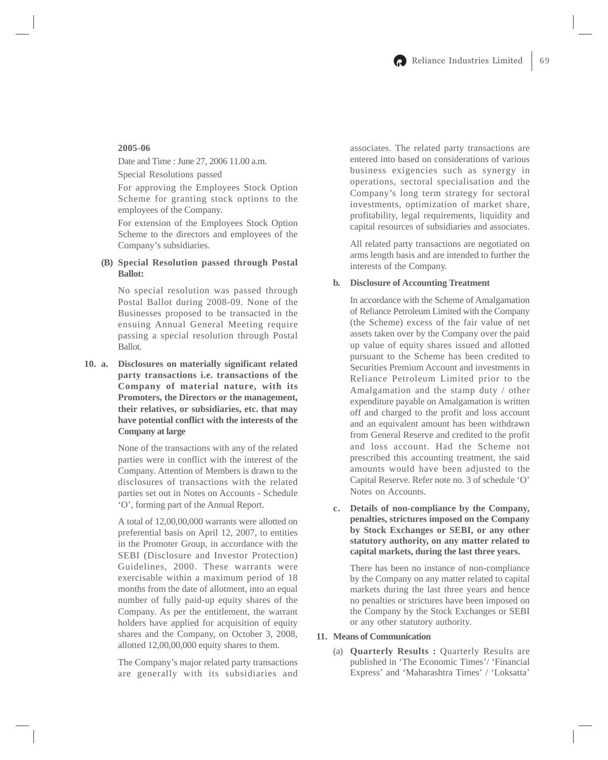**2005-06**

Date and Time : June 27, 2006 11.00 a.m.

Special Resolutions passed

For approving the Employees Stock Option Scheme for granting stock options to the employees of the Company.

For extension of the Employees Stock Option Scheme to the directors and employees of the Company's subsidiaries.

**(B) Special Resolution passed through Postal Ballot:**

No special resolution was passed through Postal Ballot during 2008-09. None of the Businesses proposed to be transacted in the ensuing Annual General Meeting require passing a special resolution through Postal Ballot.

**10. a. Disclosures on materially significant related party transactions i.e. transactions of the Company of material nature, with its Promoters, the Directors or the management, their relatives, or subsidiaries, etc. that may have potential conflict with the interests of the Company at large**

None of the transactions with any of the related parties were in conflict with the interest of the Company. Attention of Members is drawn to the disclosures of transactions with the related parties set out in Notes on Accounts - Schedule 'O', forming part of the Annual Report.

A total of 12,00,00,000 warrants were allotted on preferential basis on April 12, 2007, to entities in the Promoter Group, in accordance with the SEBI (Disclosure and Investor Protection) Guidelines, 2000. These warrants were exercisable within a maximum period of 18 months from the date of allotment, into an equal number of fully paid-up equity shares of the Company. As per the entitlement, the warrant holders have applied for acquisition of equity shares and the Company, on October 3, 2008, allotted 12,00,00,000 equity shares to them.

The Company's major related party transactions are generally with its subsidiaries and associates. The related party transactions are entered into based on considerations of various business exigencies such as synergy in operations, sectoral specialisation and the Company's long term strategy for sectoral investments, optimization of market share, profitability, legal requirements, liquidity and capital resources of subsidiaries and associates.

All related party transactions are negotiated on arms length basis and are intended to further the interests of the Company.

**b. Disclosure of Accounting Treatment**

In accordance with the Scheme of Amalgamation of Reliance Petroleum Limited with the Company (the Scheme) excess of the fair value of net assets taken over by the Company over the paid up value of equity shares issued and allotted pursuant to the Scheme has been credited to Securities Premium Account and investments in Reliance Petroleum Limited prior to the Amalgamation and the stamp duty / other expenditure payable on Amalgamation is written off and charged to the profit and loss account and an equivalent amount has been withdrawn from General Reserve and credited to the profit and loss account. Had the Scheme not prescribed this accounting treatment, the said amounts would have been adjusted to the Capital Reserve. Refer note no. 3 of schedule 'O' Notes on Accounts.

**c. Details of non-compliance by the Company, penalties, strictures imposed on the Company by Stock Exchanges or SEBI, or any other statutory authority, on any matter related to capital markets, during the last three years.**

There has been no instance of non-compliance by the Company on any matter related to capital markets during the last three years and hence no penalties or strictures have been imposed on the Company by the Stock Exchanges or SEBI or any other statutory authority.

**11. Means of Communication**

(a) **Quarterly Results :** Quarterly Results are published in 'The Economic Times'/ 'Financial Express' and 'Maharashtra Times' / 'Loksatta'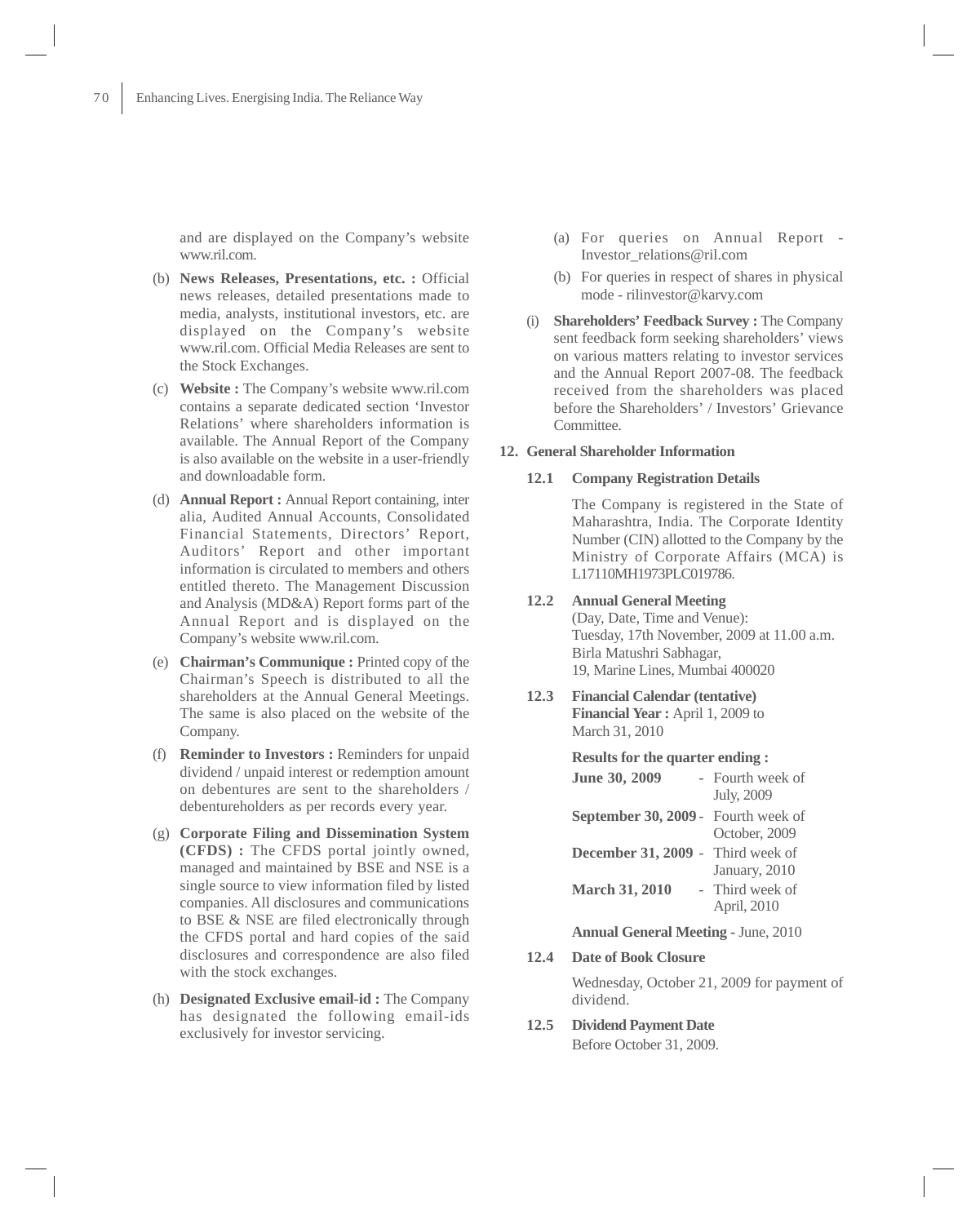and are displayed on the Company's website www.ril.com.

(b) **News Releases, Presentations, etc. :** Official news releases, detailed presentations made to media, analysts, institutional investors, etc. are displayed on the Company's website www.ril.com. Official Media Releases are sent to the Stock Exchanges.

(c) **Website :** The Company's website www.ril.com contains a separate dedicated section 'Investor Relations' where shareholders information is available. The Annual Report of the Company is also available on the website in a user-friendly and downloadable form.

(d) **Annual Report :** Annual Report containing, inter alia, Audited Annual Accounts, Consolidated Financial Statements, Directors' Report, Auditors' Report and other important information is circulated to members and others entitled thereto. The Management Discussion and Analysis (MD&A) Report forms part of the Annual Report and is displayed on the Company's website www.ril.com.

(e) **Chairman's Communique :** Printed copy of the Chairman's Speech is distributed to all the shareholders at the Annual General Meetings. The same is also placed on the website of the Company.

(f) **Reminder to Investors :** Reminders for unpaid dividend / unpaid interest or redemption amount on debentures are sent to the shareholders / debentureholders as per records every year.

(g) **Corporate Filing and Dissemination System (CFDS) :** The CFDS portal jointly owned, managed and maintained by BSE and NSE is a single source to view information filed by listed companies. All disclosures and communications to BSE & NSE are filed electronically through the CFDS portal and hard copies of the said disclosures and correspondence are also filed with the stock exchanges.

(h) **Designated Exclusive email-id :** The Company has designated the following email-ids exclusively for investor servicing.

   (a) For queries on Annual Report - Investor_relations@ril.com

   (b) For queries in respect of shares in physical mode - rilinvestor@karvy.com

(i) **Shareholders' Feedback Survey :** The Company sent feedback form seeking shareholders' views on various matters relating to investor services and the Annual Report 2007-08. The feedback received from the shareholders was placed before the Shareholders' / Investors' Grievance Committee.

## 12. General Shareholder Information

### 12.1 Company Registration Details

The Company is registered in the State of Maharashtra, India. The Corporate Identity Number (CIN) allotted to the Company by the Ministry of Corporate Affairs (MCA) is L17110MH1973PLC019786.

### 12.2 Annual General Meeting

(Day, Date, Time and Venue):
Tuesday, 17th November, 2009 at 11.00 a.m.
Birla Matushri Sabhagar,
19, Marine Lines, Mumbai 400020

### 12.3 Financial Calendar (tentative)

**Financial Year :** April 1, 2009 to March 31, 2010

**Results for the quarter ending :**

| | |
|---|---|
| **June 30, 2009** | - Fourth week of July, 2009 |
| **September 30, 2009** | - Fourth week of October, 2009 |
| **December 31, 2009** | - Third week of January, 2010 |
| **March 31, 2010** | - Third week of April, 2010 |

**Annual General Meeting** - June, 2010

### 12.4 Date of Book Closure

Wednesday, October 21, 2009 for payment of dividend.

### 12.5 Dividend Payment Date

Before October 31, 2009.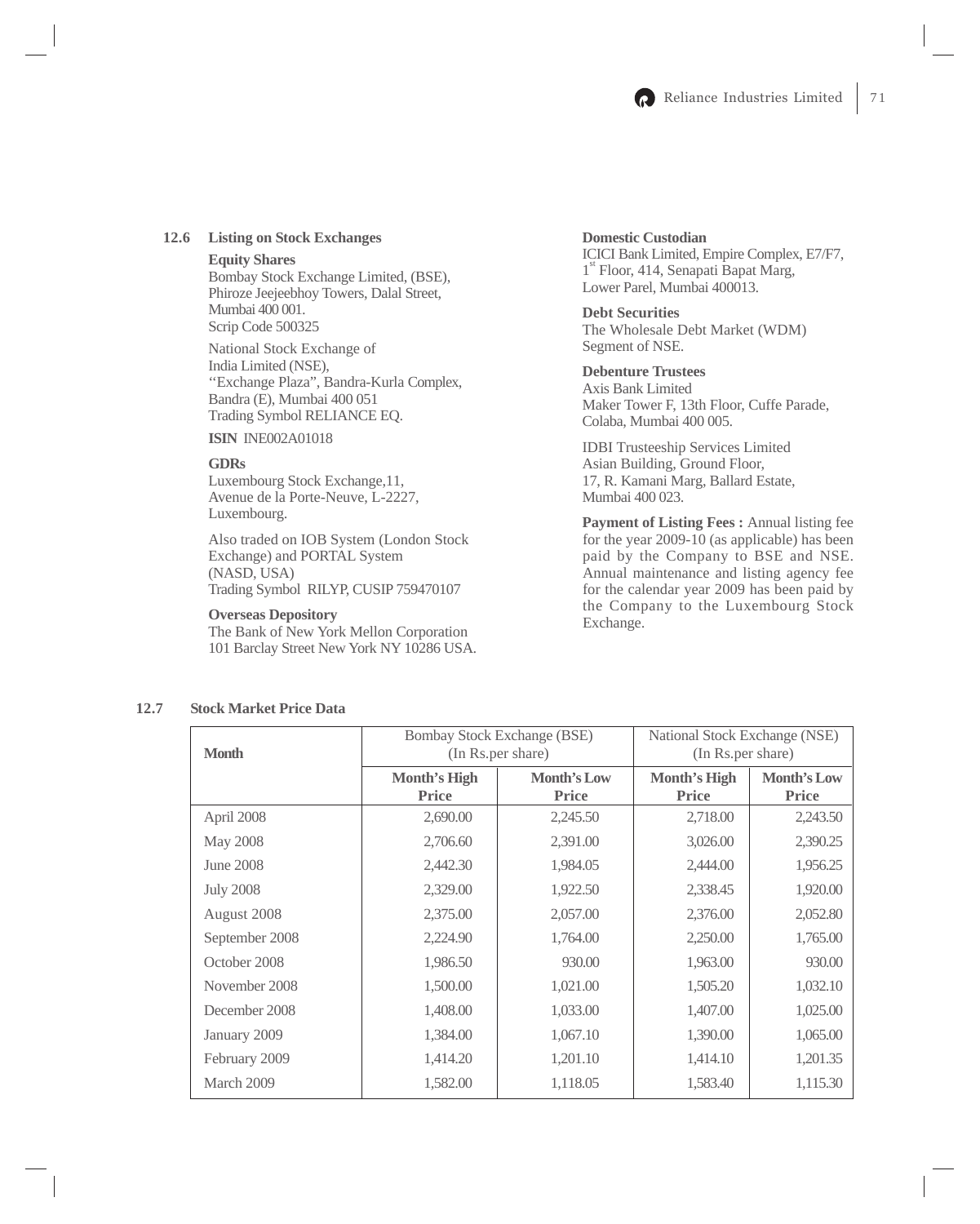## 12.6 Listing on Stock Exchanges

**Equity Shares**

Bombay Stock Exchange Limited, (BSE),
Phiroze Jeejeebhoy Towers, Dalal Street,
Mumbai 400 001.
Scrip Code 500325

National Stock Exchange of
India Limited (NSE),
''Exchange Plaza", Bandra-Kurla Complex,
Bandra (E), Mumbai 400 051
Trading Symbol RELIANCE EQ.

**ISIN** INE002A01018

**GDRs**

Luxembourg Stock Exchange,11,
Avenue de la Porte-Neuve, L-2227,
Luxembourg.

Also traded on IOB System (London Stock Exchange) and PORTAL System
(NASD, USA)
Trading Symbol RILYP, CUSIP 759470107

**Overseas Depository**

The Bank of New York Mellon Corporation
101 Barclay Street New York NY 10286 USA.

**Domestic Custodian**

ICICI Bank Limited, Empire Complex, E7/F7,
1st Floor, 414, Senapati Bapat Marg,
Lower Parel, Mumbai 400013.

**Debt Securities**

The Wholesale Debt Market (WDM)
Segment of NSE.

**Debenture Trustees**

Axis Bank Limited
Maker Tower F, 13th Floor, Cuffe Parade,
Colaba, Mumbai 400 005.

IDBI Trusteeship Services Limited
Asian Building, Ground Floor,
17, R. Kamani Marg, Ballard Estate,
Mumbai 400 023.

**Payment of Listing Fees :** Annual listing fee for the year 2009-10 (as applicable) has been paid by the Company to BSE and NSE. Annual maintenance and listing agency fee for the calendar year 2009 has been paid by the Company to the Luxembourg Stock Exchange.

## 12.7 Stock Market Price Data

| Month | Bombay Stock Exchange (BSE) (In Rs.per share) | | National Stock Exchange (NSE) (In Rs.per share) | |
|---|---|---|---|---|
| | **Month's High Price** | **Month's Low Price** | **Month's High Price** | **Month's Low Price** |
| April 2008 | 2,690.00 | 2,245.50 | 2,718.00 | 2,243.50 |
| May 2008 | 2,706.60 | 2,391.00 | 3,026.00 | 2,390.25 |
| June 2008 | 2,442.30 | 1,984.05 | 2,444.00 | 1,956.25 |
| July 2008 | 2,329.00 | 1,922.50 | 2,338.45 | 1,920.00 |
| August 2008 | 2,375.00 | 2,057.00 | 2,376.00 | 2,052.80 |
| September 2008 | 2,224.90 | 1,764.00 | 2,250.00 | 1,765.00 |
| October 2008 | 1,986.50 | 930.00 | 1,963.00 | 930.00 |
| November 2008 | 1,500.00 | 1,021.00 | 1,505.20 | 1,032.10 |
| December 2008 | 1,408.00 | 1,033.00 | 1,407.00 | 1,025.00 |
| January 2009 | 1,384.00 | 1,067.10 | 1,390.00 | 1,065.00 |
| February 2009 | 1,414.20 | 1,201.10 | 1,414.10 | 1,201.35 |
| March 2009 | 1,582.00 | 1,118.05 | 1,583.40 | 1,115.30 |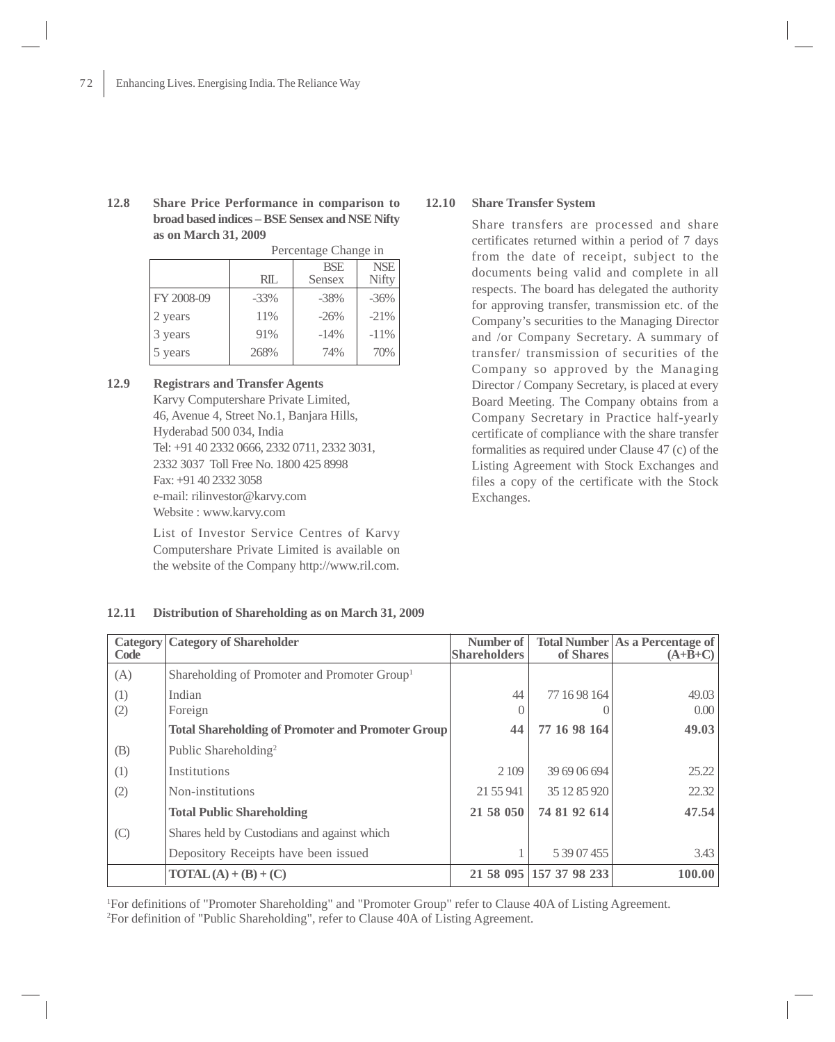### 12.8 Share Price Performance in comparison to broad based indices – BSE Sensex and NSE Nifty as on March 31, 2009

| | Percentage Change in | | |
|---|---|---|---|
| | RIL | BSE Sensex | NSE Nifty |
| FY 2008-09 | -33% | -38% | -36% |
| 2 years | 11% | -26% | -21% |
| 3 years | 91% | -14% | -11% |
| 5 years | 268% | 74% | 70% |

### 12.9 Registrars and Transfer Agents

Karvy Computershare Private Limited,
46, Avenue 4, Street No.1, Banjara Hills,
Hyderabad 500 034, India
Tel: +91 40 2332 0666, 2332 0711, 2332 3031, 2332 3037 Toll Free No. 1800 425 8998
Fax: +91 40 2332 3058
e-mail: rilinvestor@karvy.com
Website : www.karvy.com

List of Investor Service Centres of Karvy Computershare Private Limited is available on the website of the Company http://www.ril.com.

### 12.10 Share Transfer System

Share transfers are processed and share certificates returned within a period of 7 days from the date of receipt, subject to the documents being valid and complete in all respects. The board has delegated the authority for approving transfer, transmission etc. of the Company's securities to the Managing Director and /or Company Secretary. A summary of transfer/ transmission of securities of the Company so approved by the Managing Director / Company Secretary, is placed at every Board Meeting. The Company obtains from a Company Secretary in Practice half-yearly certificate of compliance with the share transfer formalities as required under Clause 47 (c) of the Listing Agreement with Stock Exchanges and files a copy of the certificate with the Stock Exchanges.

### 12.11 Distribution of Shareholding as on March 31, 2009

| Category Code | Category of Shareholder | Number of Shareholders | Total Number of Shares | As a Percentage of (A+B+C) |
|---|---|---|---|---|
| (A) | Shareholding of Promoter and Promoter Group[1] | | | |
| (1) | Indian | 44 | 77 16 98 164 | 49.03 |
| (2) | Foreign | 0 | 0 | 0.00 |
| | **Total Shareholding of Promoter and Promoter Group** | **44** | **77 16 98 164** | **49.03** |
| (B) | Public Shareholding[2] | | | |
| (1) | Institutions | 2 109 | 39 69 06 694 | 25.22 |
| (2) | Non-institutions | 21 55 941 | 35 12 85 920 | 22.32 |
| | **Total Public Shareholding** | **21 58 050** | **74 81 92 614** | **47.54** |
| (C) | Shares held by Custodians and against which Depository Receipts have been issued | 1 | 5 39 07 455 | 3.43 |
| | **TOTAL (A) + (B) + (C)** | **21 58 095** | **157 37 98 233** | **100.00** |

[1]For definitions of "Promoter Shareholding" and "Promoter Group" refer to Clause 40A of Listing Agreement.
[2]For definition of "Public Shareholding", refer to Clause 40A of Listing Agreement.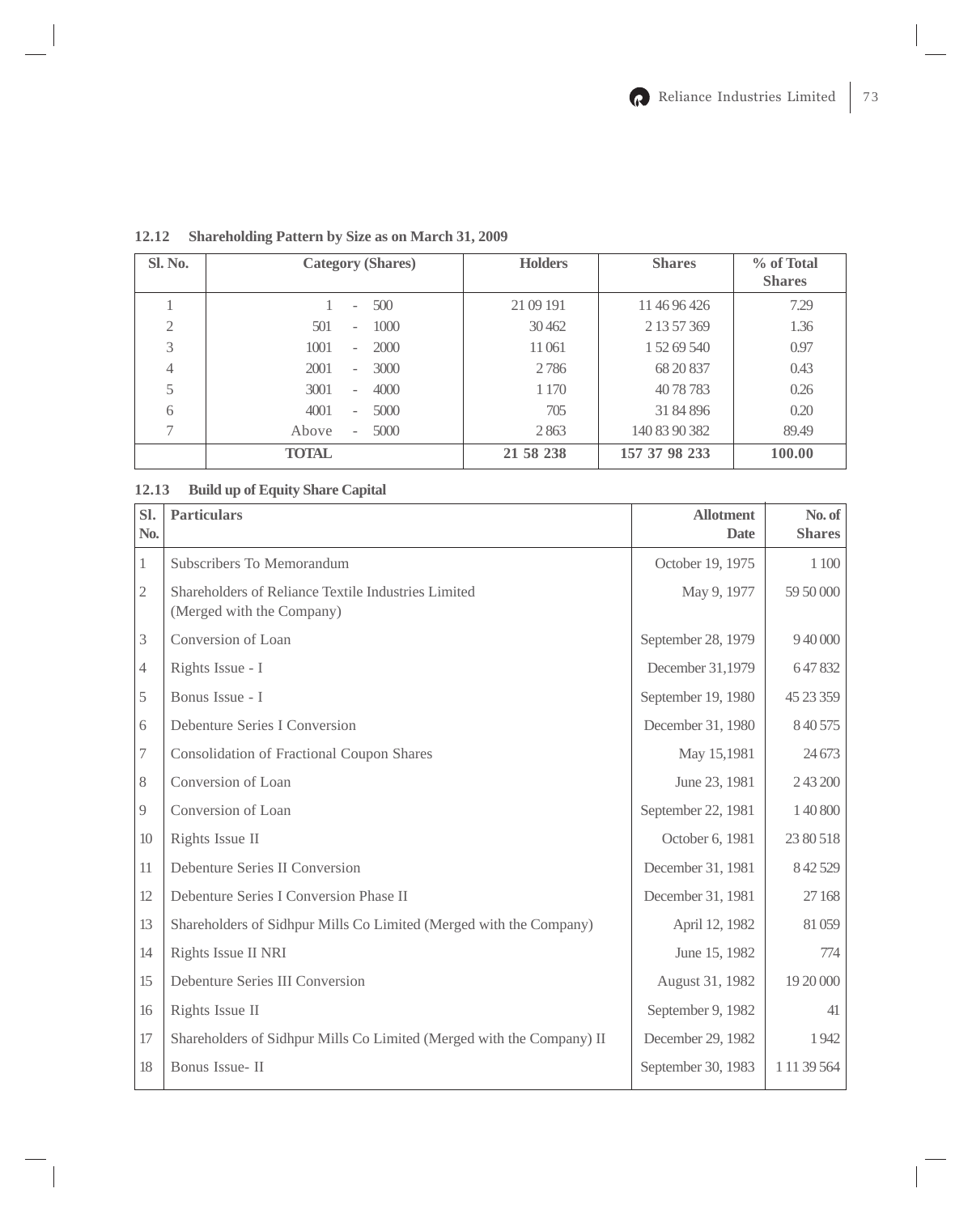### 12.12 Shareholding Pattern by Size as on March 31, 2009

| Sl. No. | Category (Shares) | Holders | Shares | % of Total Shares |
|---|---|---|---|---|
| 1 | 1 - 500 | 21 09 191 | 11 46 96 426 | 7.29 |
| 2 | 501 - 1000 | 30 462 | 2 13 57 369 | 1.36 |
| 3 | 1001 - 2000 | 11 061 | 1 52 69 540 | 0.97 |
| 4 | 2001 - 3000 | 2 786 | 68 20 837 | 0.43 |
| 5 | 3001 - 4000 | 1 170 | 40 78 783 | 0.26 |
| 6 | 4001 - 5000 | 705 | 31 84 896 | 0.20 |
| 7 | Above - 5000 | 2 863 | 140 83 90 382 | 89.49 |
| | **TOTAL** | **21 58 238** | **157 37 98 233** | **100.00** |

### 12.13 Build up of Equity Share Capital

| Sl. No. | Particulars | Allotment Date | No. of Shares |
|---|---|---|---|
| 1 | Subscribers To Memorandum | October 19, 1975 | 1 100 |
| 2 | Shareholders of Reliance Textile Industries Limited (Merged with the Company) | May 9, 1977 | 59 50 000 |
| 3 | Conversion of Loan | September 28, 1979 | 9 40 000 |
| 4 | Rights Issue - I | December 31,1979 | 6 47 832 |
| 5 | Bonus Issue - I | September 19, 1980 | 45 23 359 |
| 6 | Debenture Series I Conversion | December 31, 1980 | 8 40 575 |
| 7 | Consolidation of Fractional Coupon Shares | May 15,1981 | 24 673 |
| 8 | Conversion of Loan | June 23, 1981 | 2 43 200 |
| 9 | Conversion of Loan | September 22, 1981 | 1 40 800 |
| 10 | Rights Issue II | October 6, 1981 | 23 80 518 |
| 11 | Debenture Series II Conversion | December 31, 1981 | 8 42 529 |
| 12 | Debenture Series I Conversion Phase II | December 31, 1981 | 27 168 |
| 13 | Shareholders of Sidhpur Mills Co Limited (Merged with the Company) | April 12, 1982 | 81 059 |
| 14 | Rights Issue II NRI | June 15, 1982 | 774 |
| 15 | Debenture Series III Conversion | August 31, 1982 | 19 20 000 |
| 16 | Rights Issue II | September 9, 1982 | 41 |
| 17 | Shareholders of Sidhpur Mills Co Limited (Merged with the Company) II | December 29, 1982 | 1 942 |
| 18 | Bonus Issue- II | September 30, 1983 | 1 11 39 564 |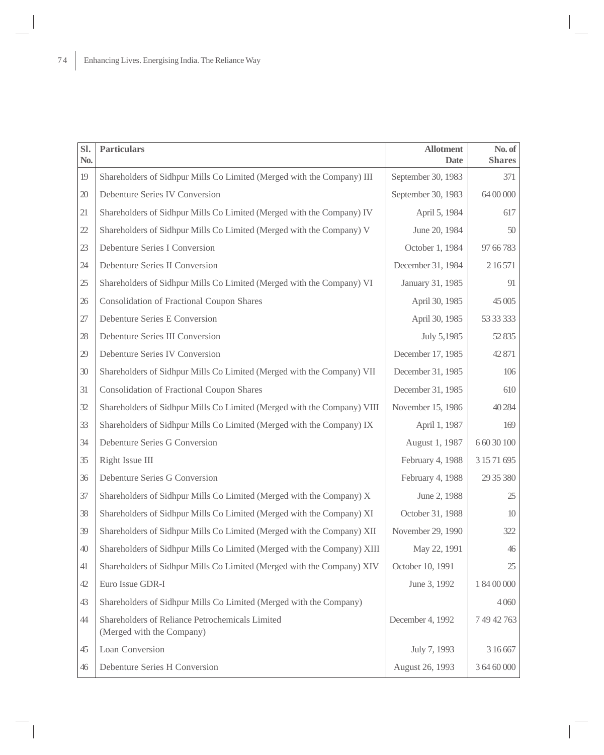| Sl. No. | Particulars | Allotment Date | No. of Shares |
| --- | --- | --- | --- |
| 19 | Shareholders of Sidhpur Mills Co Limited (Merged with the Company) III | September 30, 1983 | 371 |
| 20 | Debenture Series IV Conversion | September 30, 1983 | 64 00 000 |
| 21 | Shareholders of Sidhpur Mills Co Limited (Merged with the Company) IV | April 5, 1984 | 617 |
| 22 | Shareholders of Sidhpur Mills Co Limited (Merged with the Company) V | June 20, 1984 | 50 |
| 23 | Debenture Series I Conversion | October 1, 1984 | 97 66 783 |
| 24 | Debenture Series II Conversion | December 31, 1984 | 2 16 571 |
| 25 | Shareholders of Sidhpur Mills Co Limited (Merged with the Company) VI | January 31, 1985 | 91 |
| 26 | Consolidation of Fractional Coupon Shares | April 30, 1985 | 45 005 |
| 27 | Debenture Series E Conversion | April 30, 1985 | 53 33 333 |
| 28 | Debenture Series III Conversion | July 5,1985 | 52 835 |
| 29 | Debenture Series IV Conversion | December 17, 1985 | 42 871 |
| 30 | Shareholders of Sidhpur Mills Co Limited (Merged with the Company) VII | December 31, 1985 | 106 |
| 31 | Consolidation of Fractional Coupon Shares | December 31, 1985 | 610 |
| 32 | Shareholders of Sidhpur Mills Co Limited (Merged with the Company) VIII | November 15, 1986 | 40 284 |
| 33 | Shareholders of Sidhpur Mills Co Limited (Merged with the Company) IX | April 1, 1987 | 169 |
| 34 | Debenture Series G Conversion | August 1, 1987 | 6 60 30 100 |
| 35 | Right Issue III | February 4, 1988 | 3 15 71 695 |
| 36 | Debenture Series G Conversion | February 4, 1988 | 29 35 380 |
| 37 | Shareholders of Sidhpur Mills Co Limited (Merged with the Company) X | June 2, 1988 | 25 |
| 38 | Shareholders of Sidhpur Mills Co Limited (Merged with the Company) XI | October 31, 1988 | 10 |
| 39 | Shareholders of Sidhpur Mills Co Limited (Merged with the Company) XII | November 29, 1990 | 322 |
| 40 | Shareholders of Sidhpur Mills Co Limited (Merged with the Company) XIII | May 22, 1991 | 46 |
| 41 | Shareholders of Sidhpur Mills Co Limited (Merged with the Company) XIV | October 10, 1991 | 25 |
| 42 | Euro Issue GDR-I | June 3, 1992 | 1 84 00 000 |
| 43 | Shareholders of Sidhpur Mills Co Limited (Merged with the Company) | | 4 060 |
| 44 | Shareholders of Reliance Petrochemicals Limited (Merged with the Company) | December 4, 1992 | 7 49 42 763 |
| 45 | Loan Conversion | July 7, 1993 | 3 16 667 |
| 46 | Debenture Series H Conversion | August 26, 1993 | 3 64 60 000 |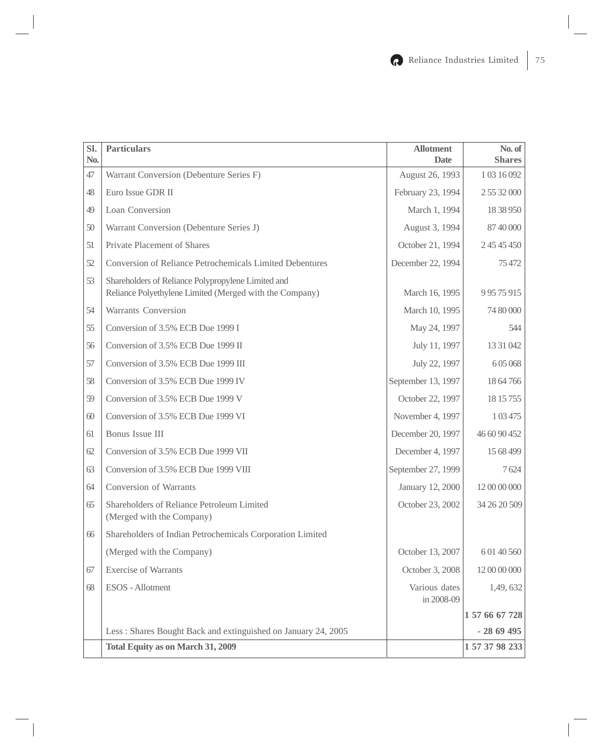| Sl. No. | Particulars | Allotment Date | No. of Shares |
|---|---|---|---|
| 47 | Warrant Conversion (Debenture Series F) | August 26, 1993 | 1 03 16 092 |
| 48 | Euro Issue GDR II | February 23, 1994 | 2 55 32 000 |
| 49 | Loan Conversion | March 1, 1994 | 18 38 950 |
| 50 | Warrant Conversion (Debenture Series J) | August 3, 1994 | 87 40 000 |
| 51 | Private Placement of Shares | October 21, 1994 | 2 45 45 450 |
| 52 | Conversion of Reliance Petrochemicals Limited Debentures | December 22, 1994 | 75 472 |
| 53 | Shareholders of Reliance Polypropylene Limited and Reliance Polyethylene Limited (Merged with the Company) | March 16, 1995 | 9 95 75 915 |
| 54 | Warrants Conversion | March 10, 1995 | 74 80 000 |
| 55 | Conversion of 3.5% ECB Due 1999 I | May 24, 1997 | 544 |
| 56 | Conversion of 3.5% ECB Due 1999 II | July 11, 1997 | 13 31 042 |
| 57 | Conversion of 3.5% ECB Due 1999 III | July 22, 1997 | 6 05 068 |
| 58 | Conversion of 3.5% ECB Due 1999 IV | September 13, 1997 | 18 64 766 |
| 59 | Conversion of 3.5% ECB Due 1999 V | October 22, 1997 | 18 15 755 |
| 60 | Conversion of 3.5% ECB Due 1999 VI | November 4, 1997 | 1 03 475 |
| 61 | Bonus Issue III | December 20, 1997 | 46 60 90 452 |
| 62 | Conversion of 3.5% ECB Due 1999 VII | December 4, 1997 | 15 68 499 |
| 63 | Conversion of 3.5% ECB Due 1999 VIII | September 27, 1999 | 7 624 |
| 64 | Conversion of Warrants | January 12, 2000 | 12 00 00 000 |
| 65 | Shareholders of Reliance Petroleum Limited (Merged with the Company) | October 23, 2002 | 34 26 20 509 |
| 66 | Shareholders of Indian Petrochemicals Corporation Limited (Merged with the Company) | October 13, 2007 | 6 01 40 560 |
| 67 | Exercise of Warrants | October 3, 2008 | 12 00 00 000 |
| 68 | ESOS - Allotment | Various dates in 2008-09 | 1,49, 632 |
| | | | **1 57 66 67 728** |
| | Less : Shares Bought Back and extinguished on January 24, 2005 | | **- 28 69 495** |
| | **Total Equity as on March 31, 2009** | | **1 57 37 98 233** |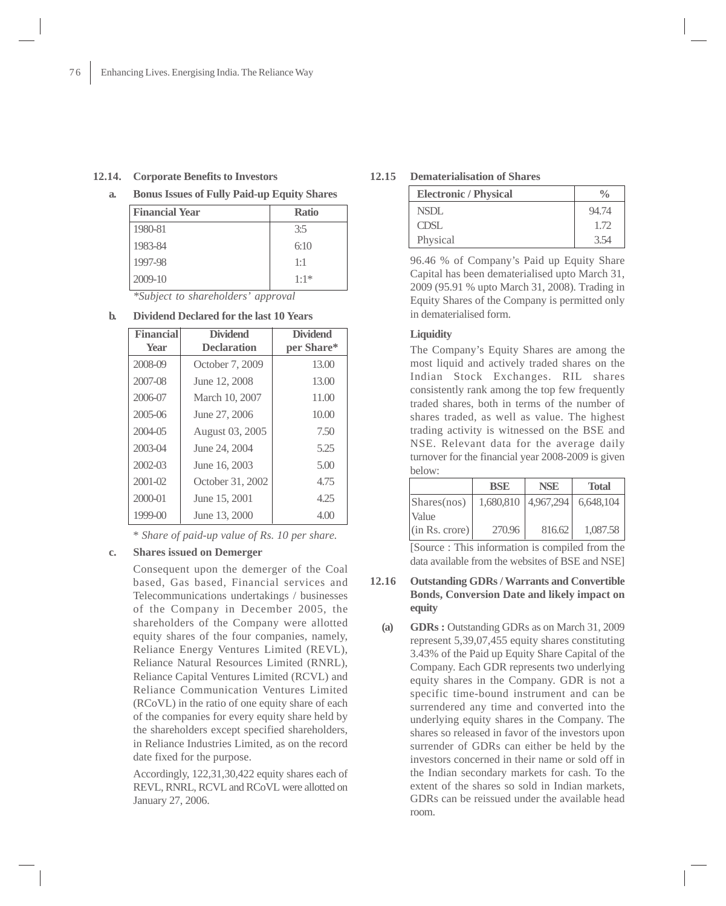### 12.14. Corporate Benefits to Investors

**a. Bonus Issues of Fully Paid-up Equity Shares**

| Financial Year | Ratio |
|---|---|
| 1980-81 | 3:5 |
| 1983-84 | 6:10 |
| 1997-98 | 1:1 |
| 2009-10 | 1:1* |

*\*Subject to shareholders' approval*

**b. Dividend Declared for the last 10 Years**

| Financial Year | Dividend Declaration | Dividend per Share* |
|---|---|---|
| 2008-09 | October 7, 2009 | 13.00 |
| 2007-08 | June 12, 2008 | 13.00 |
| 2006-07 | March 10, 2007 | 11.00 |
| 2005-06 | June 27, 2006 | 10.00 |
| 2004-05 | August 03, 2005 | 7.50 |
| 2003-04 | June 24, 2004 | 5.25 |
| 2002-03 | June 16, 2003 | 5.00 |
| 2001-02 | October 31, 2002 | 4.75 |
| 2000-01 | June 15, 2001 | 4.25 |
| 1999-00 | June 13, 2000 | 4.00 |

\* *Share of paid-up value of Rs. 10 per share.*

**c. Shares issued on Demerger**

Consequent upon the demerger of the Coal based, Gas based, Financial services and Telecommunications undertakings / businesses of the Company in December 2005, the shareholders of the Company were allotted equity shares of the four companies, namely, Reliance Energy Ventures Limited (REVL), Reliance Natural Resources Limited (RNRL), Reliance Capital Ventures Limited (RCVL) and Reliance Communication Ventures Limited (RCoVL) in the ratio of one equity share of each of the companies for every equity share held by the shareholders except specified shareholders, in Reliance Industries Limited, as on the record date fixed for the purpose.

Accordingly, 122,31,30,422 equity shares each of REVL, RNRL, RCVL and RCoVL were allotted on January 27, 2006.

### 12.15 Dematerialisation of Shares

| Electronic / Physical | % |
|---|---|
| NSDL | 94.74 |
| CDSL | 1.72 |
| Physical | 3.54 |

96.46 % of Company's Paid up Equity Share Capital has been dematerialised upto March 31, 2009 (95.91 % upto March 31, 2008). Trading in Equity Shares of the Company is permitted only in dematerialised form.

**Liquidity**

The Company's Equity Shares are among the most liquid and actively traded shares on the Indian Stock Exchanges. RIL shares consistently rank among the top few frequently traded shares, both in terms of the number of shares traded, as well as value. The highest trading activity is witnessed on the BSE and NSE. Relevant data for the average daily turnover for the financial year 2008-2009 is given below:

| | BSE | NSE | Total |
|---|---|---|---|
| Shares(nos) | 1,680,810 | 4,967,294 | 6,648,104 |
| Value (in Rs. crore) | 270.96 | 816.62 | 1,087.58 |

[Source : This information is compiled from the data available from the websites of BSE and NSE]

### 12.16 Outstanding GDRs / Warrants and Convertible Bonds, Conversion Date and likely impact on equity

**(a) GDRs :** Outstanding GDRs as on March 31, 2009 represent 5,39,07,455 equity shares constituting 3.43% of the Paid up Equity Share Capital of the Company. Each GDR represents two underlying equity shares in the Company. GDR is not a specific time-bound instrument and can be surrendered any time and converted into the underlying equity shares in the Company. The shares so released in favor of the investors upon surrender of GDRs can either be held by the investors concerned in their name or sold off in the Indian secondary markets for cash. To the extent of the shares so sold in Indian markets, GDRs can be reissued under the available head room.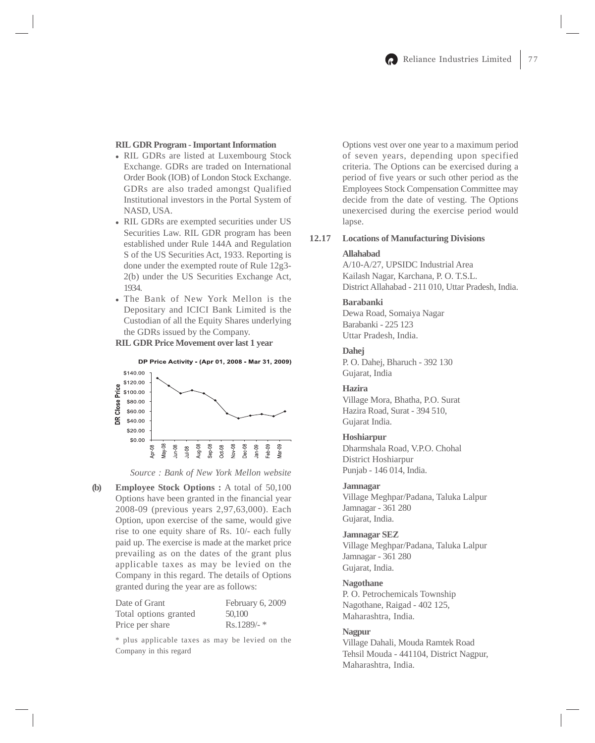**RIL GDR Program - Important Information**

- RIL GDRs are listed at Luxembourg Stock Exchange. GDRs are traded on International Order Book (IOB) of London Stock Exchange. GDRs are also traded amongst Qualified Institutional investors in the Portal System of NASD, USA.
- RIL GDRs are exempted securities under US Securities Law. RIL GDR program has been established under Rule 144A and Regulation S of the US Securities Act, 1933. Reporting is done under the exempted route of Rule 12g3-2(b) under the US Securities Exchange Act, 1934.
- The Bank of New York Mellon is the Depositary and ICICI Bank Limited is the Custodian of all the Equity Shares underlying the GDRs issued by the Company.

**RIL GDR Price Movement over last 1 year**

DP Price Activity - (Apr 01, 2008 - Mar 31, 2009)

*Source : Bank of New York Mellon website*

**(b) Employee Stock Options :** A total of 50,100 Options have been granted in the financial year 2008-09 (previous years 2,97,63,000). Each Option, upon exercise of the same, would give rise to one equity share of Rs. 10/- each fully paid up. The exercise is made at the market price prevailing as on the dates of the grant plus applicable taxes as may be levied on the Company in this regard. The details of Options granted during the year are as follows:

| | |
|---|---|
| Date of Grant | February 6, 2009 |
| Total options granted | 50,100 |
| Price per share | Rs.1289/- * |

\* plus applicable taxes as may be levied on the Company in this regard

Options vest over one year to a maximum period of seven years, depending upon specified criteria. The Options can be exercised during a period of five years or such other period as the Employees Stock Compensation Committee may decide from the date of vesting. The Options unexercised during the exercise period would lapse.

**12.17 Locations of Manufacturing Divisions**

**Allahabad**
A/10-A/27, UPSIDC Industrial Area
Kailash Nagar, Karchana, P. O. T.S.L.
District Allahabad - 211 010, Uttar Pradesh, India.

**Barabanki**
Dewa Road, Somaiya Nagar
Barabanki - 225 123
Uttar Pradesh, India.

**Dahej**
P. O. Dahej, Bharuch - 392 130
Gujarat, India

**Hazira**
Village Mora, Bhatha, P.O. Surat
Hazira Road, Surat - 394 510,
Gujarat India.

**Hoshiarpur**
Dharmshala Road, V.P.O. Chohal
District Hoshiarpur
Punjab - 146 014, India.

**Jamnagar**
Village Meghpar/Padana, Taluka Lalpur
Jamnagar - 361 280
Gujarat, India.

**Jamnagar SEZ**
Village Meghpar/Padana, Taluka Lalpur
Jamnagar - 361 280
Gujarat, India.

**Nagothane**
P. O. Petrochemicals Township
Nagothane, Raigad - 402 125,
Maharashtra, India.

**Nagpur**
Village Dahali, Mouda Ramtek Road
Tehsil Mouda - 441104, District Nagpur,
Maharashtra, India.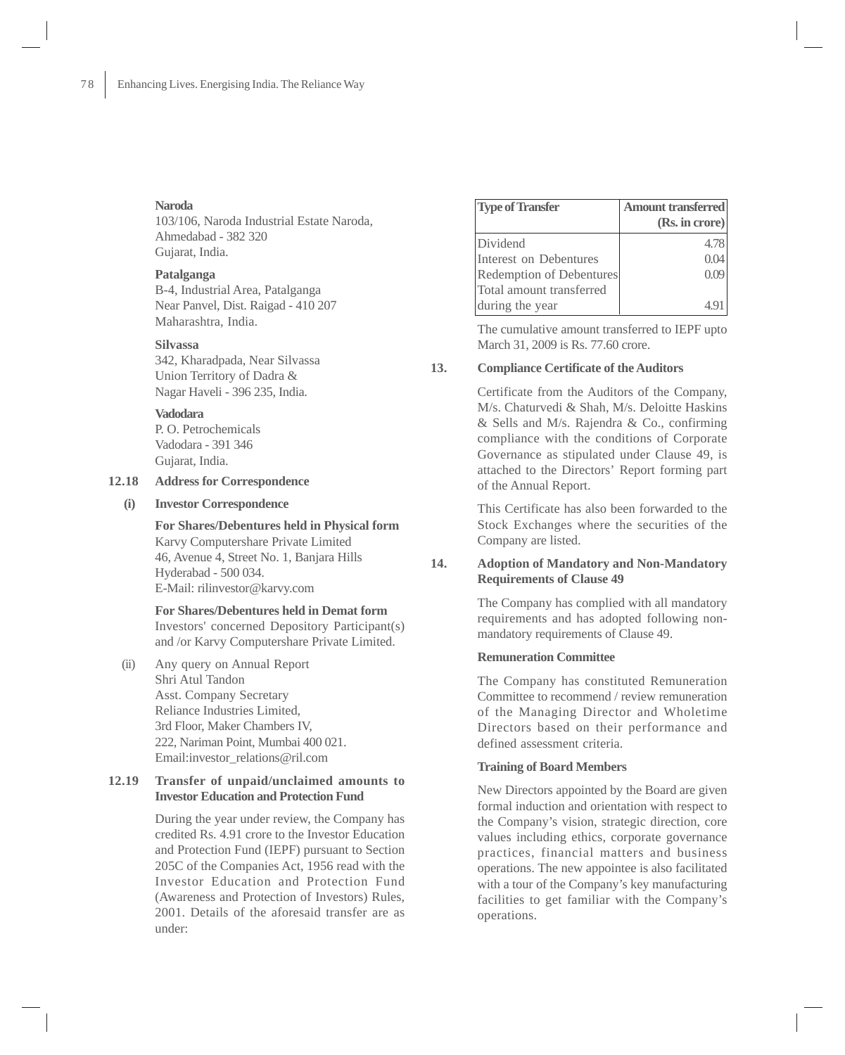**Naroda**
103/106, Naroda Industrial Estate Naroda,
Ahmedabad - 382 320
Gujarat, India.

**Patalganga**
B-4, Industrial Area, Patalganga
Near Panvel, Dist. Raigad - 410 207
Maharashtra, India.

**Silvassa**
342, Kharadpada, Near Silvassa
Union Territory of Dadra &
Nagar Haveli - 396 235, India.

**Vadodara**
P. O. Petrochemicals
Vadodara - 391 346
Gujarat, India.

**12.18 Address for Correspondence**

**(i) Investor Correspondence**

**For Shares/Debentures held in Physical form**
Karvy Computershare Private Limited
46, Avenue 4, Street No. 1, Banjara Hills
Hyderabad - 500 034.
E-Mail: rilinvestor@karvy.com

**For Shares/Debentures held in Demat form**
Investors' concerned Depository Participant(s) and /or Karvy Computershare Private Limited.

(ii) Any query on Annual Report
Shri Atul Tandon
Asst. Company Secretary
Reliance Industries Limited,
3rd Floor, Maker Chambers IV,
222, Nariman Point, Mumbai 400 021.
Email:investor_relations@ril.com

**12.19 Transfer of unpaid/unclaimed amounts to Investor Education and Protection Fund**

During the year under review, the Company has credited Rs. 4.91 crore to the Investor Education and Protection Fund (IEPF) pursuant to Section 205C of the Companies Act, 1956 read with the Investor Education and Protection Fund (Awareness and Protection of Investors) Rules, 2001. Details of the aforesaid transfer are as under:

| Type of Transfer | Amount transferred (Rs. in crore) |
|---|---|
| Dividend | 4.78 |
| Interest on Debentures | 0.04 |
| Redemption of Debentures | 0.09 |
| Total amount transferred during the year | 4.91 |

The cumulative amount transferred to IEPF upto March 31, 2009 is Rs. 77.60 crore.

**13. Compliance Certificate of the Auditors**

Certificate from the Auditors of the Company, M/s. Chaturvedi & Shah, M/s. Deloitte Haskins & Sells and M/s. Rajendra & Co., confirming compliance with the conditions of Corporate Governance as stipulated under Clause 49, is attached to the Directors' Report forming part of the Annual Report.

This Certificate has also been forwarded to the Stock Exchanges where the securities of the Company are listed.

**14. Adoption of Mandatory and Non-Mandatory Requirements of Clause 49**

The Company has complied with all mandatory requirements and has adopted following non-mandatory requirements of Clause 49.

**Remuneration Committee**

The Company has constituted Remuneration Committee to recommend / review remuneration of the Managing Director and Wholetime Directors based on their performance and defined assessment criteria.

**Training of Board Members**

New Directors appointed by the Board are given formal induction and orientation with respect to the Company's vision, strategic direction, core values including ethics, corporate governance practices, financial matters and business operations. The new appointee is also facilitated with a tour of the Company's key manufacturing facilities to get familiar with the Company's operations.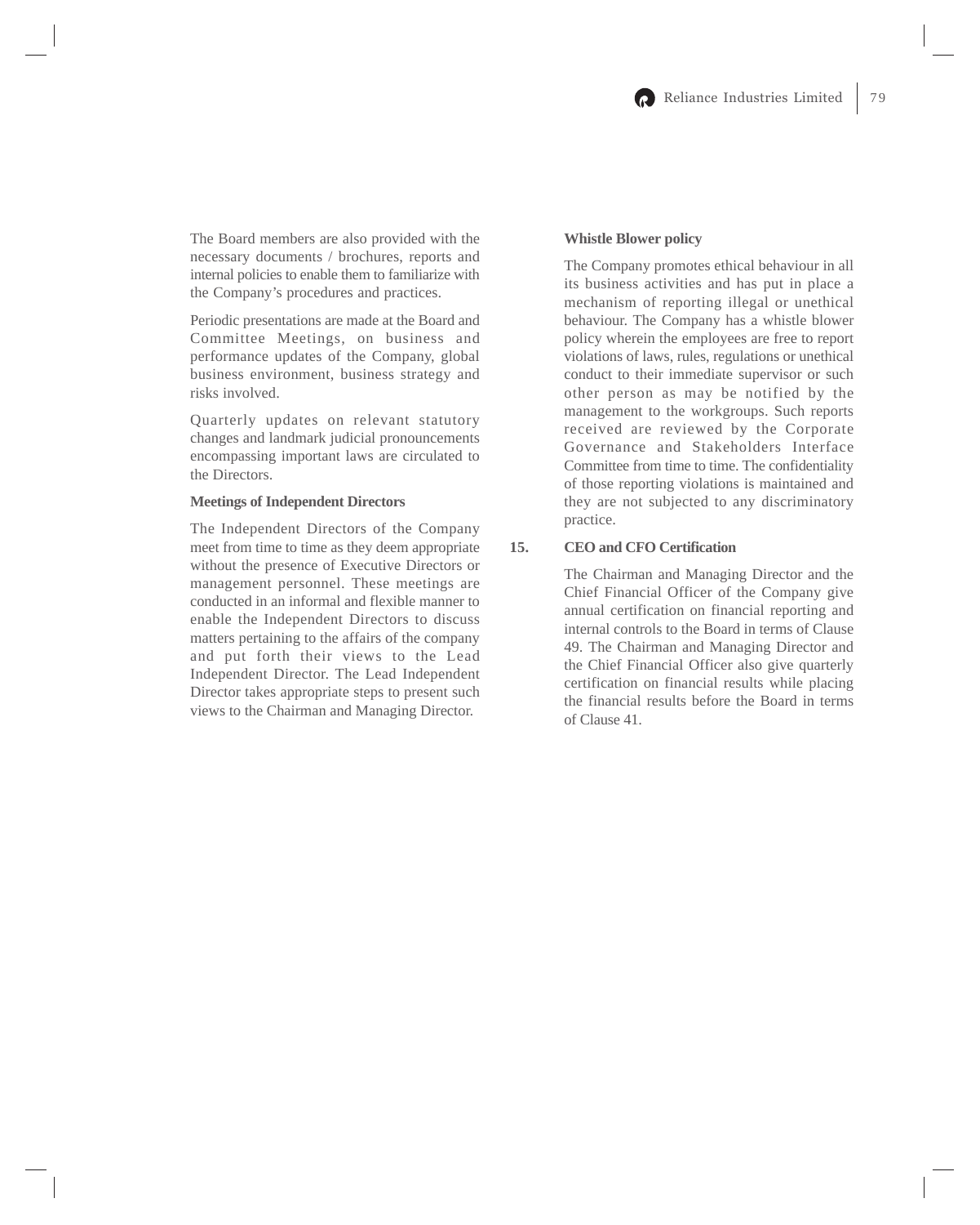The Board members are also provided with the necessary documents / brochures, reports and internal policies to enable them to familiarize with the Company's procedures and practices.

Periodic presentations are made at the Board and Committee Meetings, on business and performance updates of the Company, global business environment, business strategy and risks involved.

Quarterly updates on relevant statutory changes and landmark judicial pronouncements encompassing important laws are circulated to the Directors.

**Meetings of Independent Directors**

The Independent Directors of the Company meet from time to time as they deem appropriate without the presence of Executive Directors or management personnel. These meetings are conducted in an informal and flexible manner to enable the Independent Directors to discuss matters pertaining to the affairs of the company and put forth their views to the Lead Independent Director. The Lead Independent Director takes appropriate steps to present such views to the Chairman and Managing Director.

**Whistle Blower policy**

The Company promotes ethical behaviour in all its business activities and has put in place a mechanism of reporting illegal or unethical behaviour. The Company has a whistle blower policy wherein the employees are free to report violations of laws, rules, regulations or unethical conduct to their immediate supervisor or such other person as may be notified by the management to the workgroups. Such reports received are reviewed by the Corporate Governance and Stakeholders Interface Committee from time to time. The confidentiality of those reporting violations is maintained and they are not subjected to any discriminatory practice.

## 15. CEO and CFO Certification

The Chairman and Managing Director and the Chief Financial Officer of the Company give annual certification on financial reporting and internal controls to the Board in terms of Clause 49. The Chairman and Managing Director and the Chief Financial Officer also give quarterly certification on financial results while placing the financial results before the Board in terms of Clause 41.